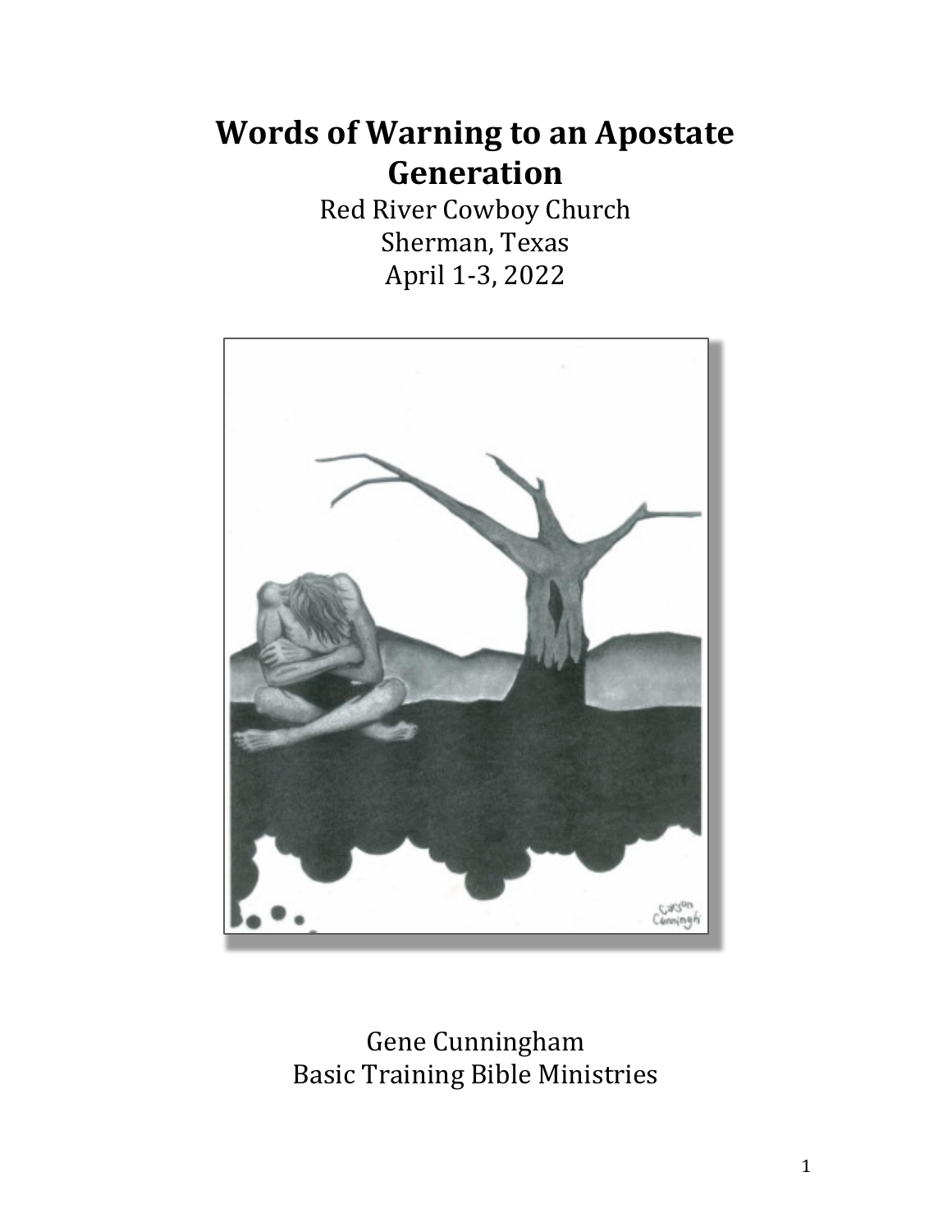# Words of Warning to an Apostate Generation

Red River Cowboy Church
Sherman, Texas
April 1-3, 2022

Gene Cunningham
Basic Training Bible Ministries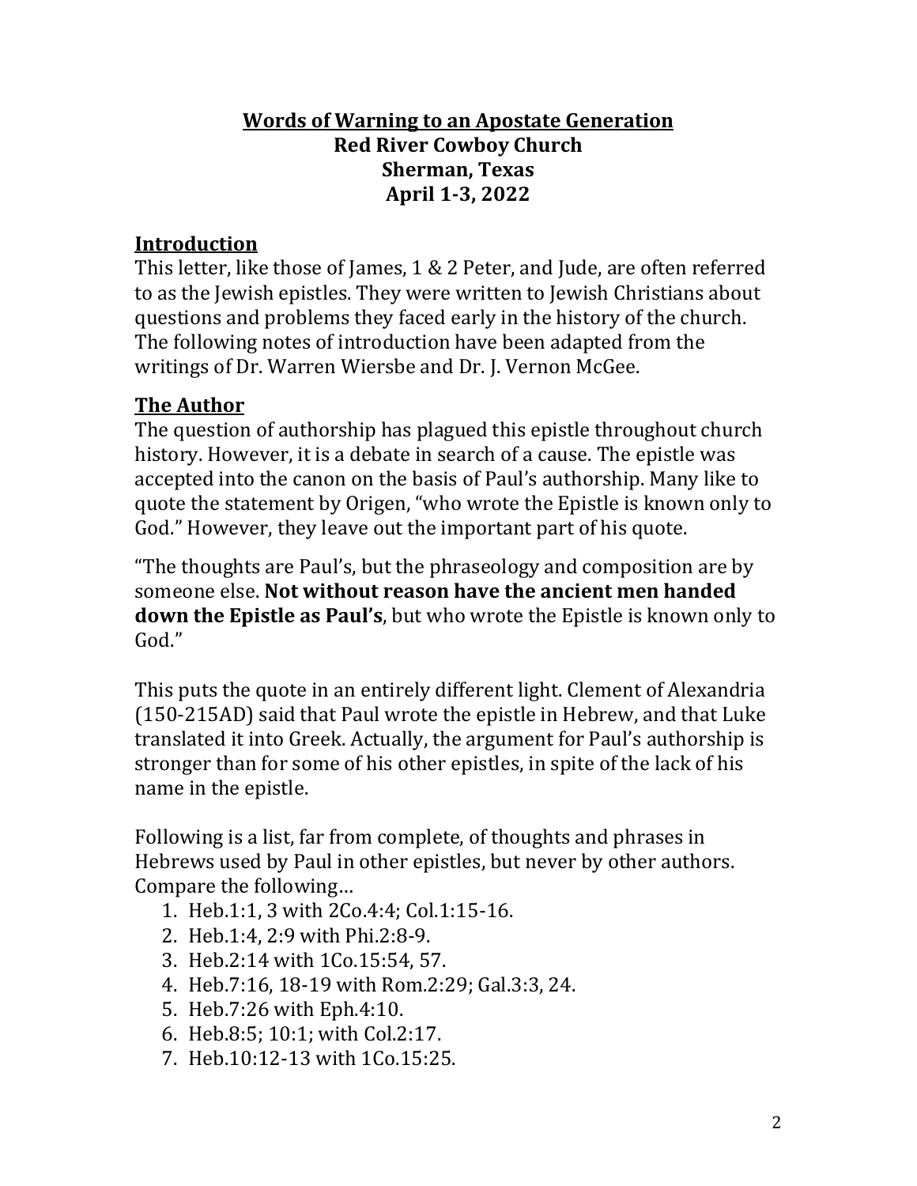# Words of Warning to an Apostate Generation

**Red River Cowboy Church**
**Sherman, Texas**
**April 1-3, 2022**

## Introduction

This letter, like those of James, 1 & 2 Peter, and Jude, are often referred to as the Jewish epistles. They were written to Jewish Christians about questions and problems they faced early in the history of the church. The following notes of introduction have been adapted from the writings of Dr. Warren Wiersbe and Dr. J. Vernon McGee.

## The Author

The question of authorship has plagued this epistle throughout church history. However, it is a debate in search of a cause. The epistle was accepted into the canon on the basis of Paul's authorship. Many like to quote the statement by Origen, "who wrote the Epistle is known only to God." However, they leave out the important part of his quote.

"The thoughts are Paul's, but the phraseology and composition are by someone else. **Not without reason have the ancient men handed down the Epistle as Paul's**, but who wrote the Epistle is known only to God."

This puts the quote in an entirely different light. Clement of Alexandria (150-215AD) said that Paul wrote the epistle in Hebrew, and that Luke translated it into Greek. Actually, the argument for Paul's authorship is stronger than for some of his other epistles, in spite of the lack of his name in the epistle.

Following is a list, far from complete, of thoughts and phrases in Hebrews used by Paul in other epistles, but never by other authors. Compare the following…

1. Heb.1:1, 3 with 2Co.4:4; Col.1:15-16.
2. Heb.1:4, 2:9 with Phi.2:8-9.
3. Heb.2:14 with 1Co.15:54, 57.
4. Heb.7:16, 18-19 with Rom.2:29; Gal.3:3, 24.
5. Heb.7:26 with Eph.4:10.
6. Heb.8:5; 10:1; with Col.2:17.
7. Heb.10:12-13 with 1Co.15:25.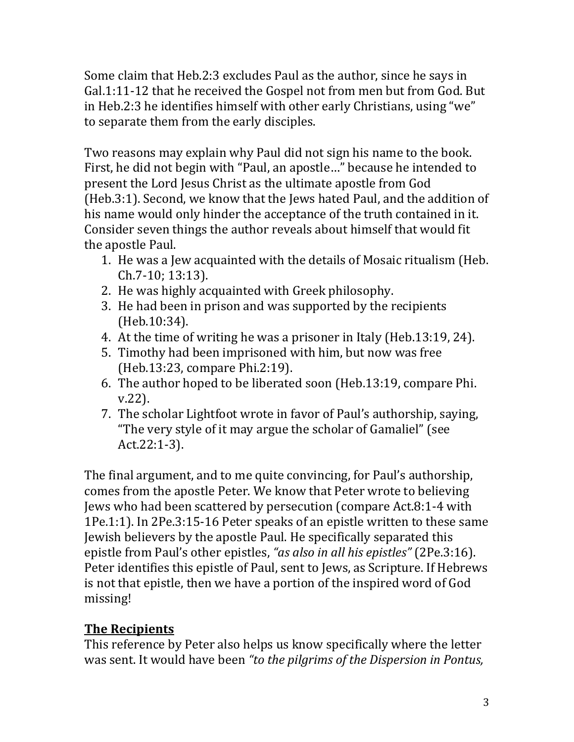Some claim that Heb.2:3 excludes Paul as the author, since he says in Gal.1:11-12 that he received the Gospel not from men but from God. But in Heb.2:3 he identifies himself with other early Christians, using "we" to separate them from the early disciples.

Two reasons may explain why Paul did not sign his name to the book. First, he did not begin with "Paul, an apostle…" because he intended to present the Lord Jesus Christ as the ultimate apostle from God (Heb.3:1). Second, we know that the Jews hated Paul, and the addition of his name would only hinder the acceptance of the truth contained in it. Consider seven things the author reveals about himself that would fit the apostle Paul.

1. He was a Jew acquainted with the details of Mosaic ritualism (Heb. Ch.7-10; 13:13).
2. He was highly acquainted with Greek philosophy.
3. He had been in prison and was supported by the recipients (Heb.10:34).
4. At the time of writing he was a prisoner in Italy (Heb.13:19, 24).
5. Timothy had been imprisoned with him, but now was free (Heb.13:23, compare Phi.2:19).
6. The author hoped to be liberated soon (Heb.13:19, compare Phi. v.22).
7. The scholar Lightfoot wrote in favor of Paul's authorship, saying, "The very style of it may argue the scholar of Gamaliel" (see Act.22:1-3).

The final argument, and to me quite convincing, for Paul's authorship, comes from the apostle Peter. We know that Peter wrote to believing Jews who had been scattered by persecution (compare Act.8:1-4 with 1Pe.1:1). In 2Pe.3:15-16 Peter speaks of an epistle written to these same Jewish believers by the apostle Paul. He specifically separated this epistle from Paul's other epistles, *"as also in all his epistles"* (2Pe.3:16). Peter identifies this epistle of Paul, sent to Jews, as Scripture. If Hebrews is not that epistle, then we have a portion of the inspired word of God missing!

## **The Recipients**

This reference by Peter also helps us know specifically where the letter was sent. It would have been *"to the pilgrims of the Dispersion in Pontus,*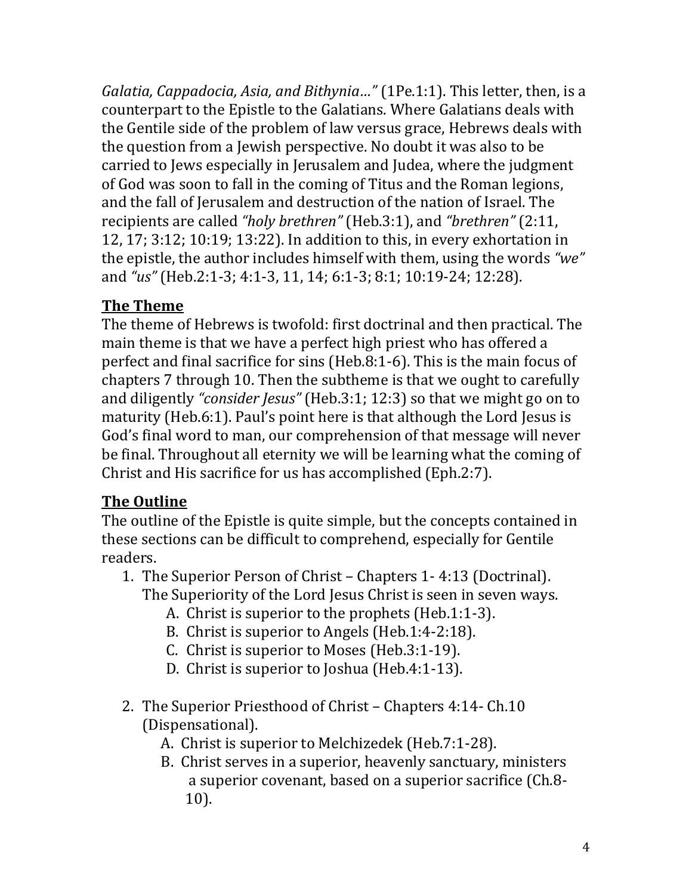*Galatia, Cappadocia, Asia, and Bithynia…"* (1Pe.1:1). This letter, then, is a counterpart to the Epistle to the Galatians. Where Galatians deals with the Gentile side of the problem of law versus grace, Hebrews deals with the question from a Jewish perspective. No doubt it was also to be carried to Jews especially in Jerusalem and Judea, where the judgment of God was soon to fall in the coming of Titus and the Roman legions, and the fall of Jerusalem and destruction of the nation of Israel. The recipients are called *"holy brethren"* (Heb.3:1), and *"brethren"* (2:11, 12, 17; 3:12; 10:19; 13:22). In addition to this, in every exhortation in the epistle, the author includes himself with them, using the words *"we"* and *"us"* (Heb.2:1-3; 4:1-3, 11, 14; 6:1-3; 8:1; 10:19-24; 12:28).

## **The Theme**

The theme of Hebrews is twofold: first doctrinal and then practical. The main theme is that we have a perfect high priest who has offered a perfect and final sacrifice for sins (Heb.8:1-6). This is the main focus of chapters 7 through 10. Then the subtheme is that we ought to carefully and diligently *"consider Jesus"* (Heb.3:1; 12:3) so that we might go on to maturity (Heb.6:1). Paul's point here is that although the Lord Jesus is God's final word to man, our comprehension of that message will never be final. Throughout all eternity we will be learning what the coming of Christ and His sacrifice for us has accomplished (Eph.2:7).

## **The Outline**

The outline of the Epistle is quite simple, but the concepts contained in these sections can be difficult to comprehend, especially for Gentile readers.

1. The Superior Person of Christ – Chapters 1- 4:13 (Doctrinal). The Superiority of the Lord Jesus Christ is seen in seven ways.
    - A. Christ is superior to the prophets (Heb.1:1-3).
    - B. Christ is superior to Angels (Heb.1:4-2:18).
    - C. Christ is superior to Moses (Heb.3:1-19).
    - D. Christ is superior to Joshua (Heb.4:1-13).

2. The Superior Priesthood of Christ – Chapters 4:14- Ch.10 (Dispensational).
    - A. Christ is superior to Melchizedek (Heb.7:1-28).
    - B. Christ serves in a superior, heavenly sanctuary, ministers a superior covenant, based on a superior sacrifice (Ch.8-10).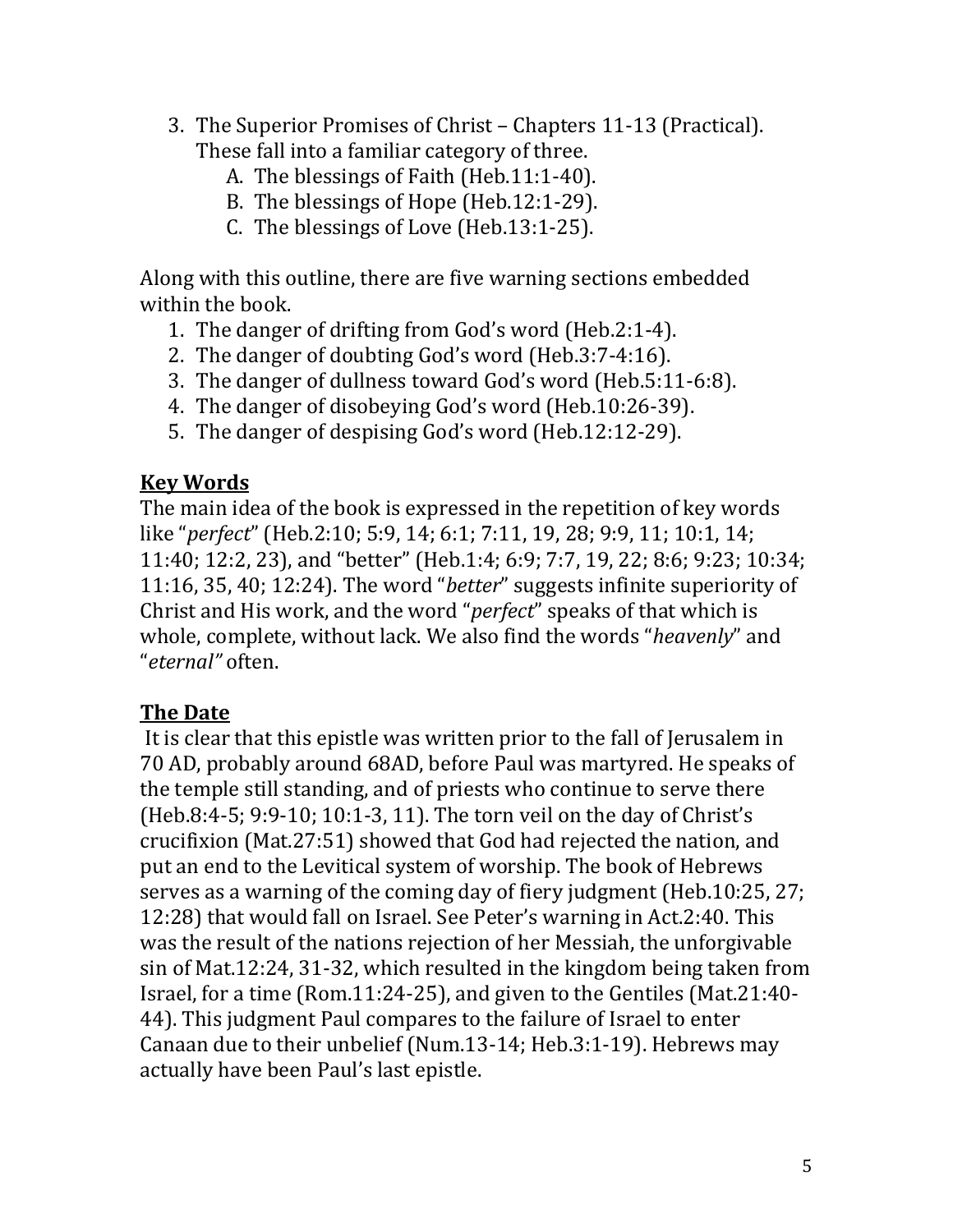3. The Superior Promises of Christ – Chapters 11-13 (Practical). These fall into a familiar category of three.
    A. The blessings of Faith (Heb.11:1-40).
    B. The blessings of Hope (Heb.12:1-29).
    C. The blessings of Love (Heb.13:1-25).

Along with this outline, there are five warning sections embedded within the book.

1. The danger of drifting from God's word (Heb.2:1-4).
2. The danger of doubting God's word (Heb.3:7-4:16).
3. The danger of dullness toward God's word (Heb.5:11-6:8).
4. The danger of disobeying God's word (Heb.10:26-39).
5. The danger of despising God's word (Heb.12:12-29).

## Key Words

The main idea of the book is expressed in the repetition of key words like "*perfect*" (Heb.2:10; 5:9, 14; 6:1; 7:11, 19, 28; 9:9, 11; 10:1, 14; 11:40; 12:2, 23), and "better" (Heb.1:4; 6:9; 7:7, 19, 22; 8:6; 9:23; 10:34; 11:16, 35, 40; 12:24). The word "*better*" suggests infinite superiority of Christ and His work, and the word "*perfect*" speaks of that which is whole, complete, without lack. We also find the words "*heavenly*" and "*eternal"* often.

## The Date

It is clear that this epistle was written prior to the fall of Jerusalem in 70 AD, probably around 68AD, before Paul was martyred. He speaks of the temple still standing, and of priests who continue to serve there (Heb.8:4-5; 9:9-10; 10:1-3, 11). The torn veil on the day of Christ's crucifixion (Mat.27:51) showed that God had rejected the nation, and put an end to the Levitical system of worship. The book of Hebrews serves as a warning of the coming day of fiery judgment (Heb.10:25, 27; 12:28) that would fall on Israel. See Peter's warning in Act.2:40. This was the result of the nations rejection of her Messiah, the unforgivable sin of Mat.12:24, 31-32, which resulted in the kingdom being taken from Israel, for a time (Rom.11:24-25), and given to the Gentiles (Mat.21:40-44). This judgment Paul compares to the failure of Israel to enter Canaan due to their unbelief (Num.13-14; Heb.3:1-19). Hebrews may actually have been Paul's last epistle.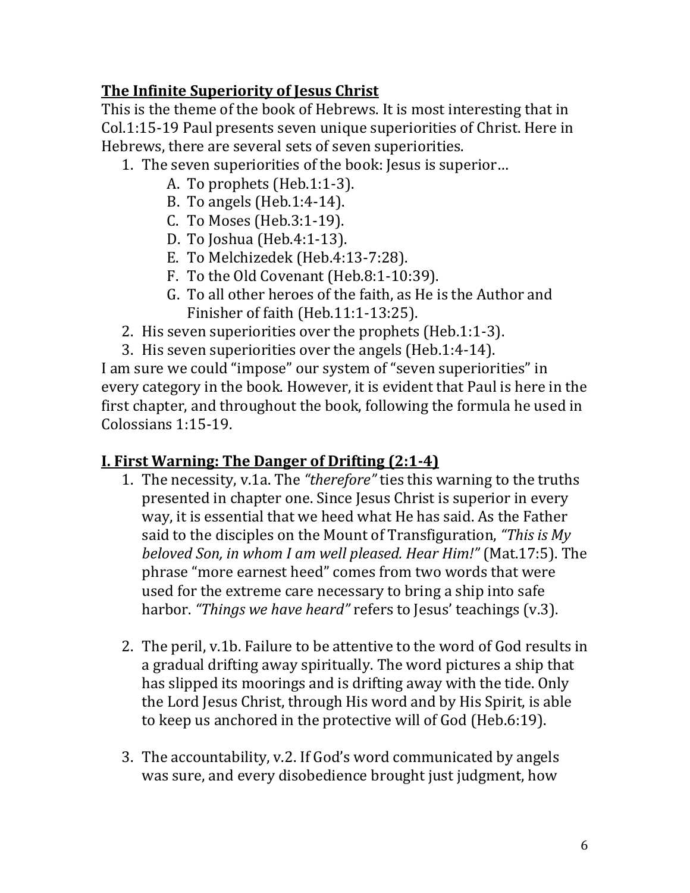**<u>The Infinite Superiority of Jesus Christ</u>**

This is the theme of the book of Hebrews. It is most interesting that in Col.1:15-19 Paul presents seven unique superiorities of Christ. Here in Hebrews, there are several sets of seven superiorities.

1. The seven superiorities of the book: Jesus is superior…
    A. To prophets (Heb.1:1-3).
    B. To angels (Heb.1:4-14).
    C. To Moses (Heb.3:1-19).
    D. To Joshua (Heb.4:1-13).
    E. To Melchizedek (Heb.4:13-7:28).
    F. To the Old Covenant (Heb.8:1-10:39).
    G. To all other heroes of the faith, as He is the Author and Finisher of faith (Heb.11:1-13:25).
2. His seven superiorities over the prophets (Heb.1:1-3).
3. His seven superiorities over the angels (Heb.1:4-14).

I am sure we could "impose" our system of "seven superiorities" in every category in the book. However, it is evident that Paul is here in the first chapter, and throughout the book, following the formula he used in Colossians 1:15-19.

**<u>I. First Warning: The Danger of Drifting (2:1-4)</u>**

1. The necessity, v.1a. The *"therefore"* ties this warning to the truths presented in chapter one. Since Jesus Christ is superior in every way, it is essential that we heed what He has said. As the Father said to the disciples on the Mount of Transfiguration, *"This is My beloved Son, in whom I am well pleased. Hear Him!"* (Mat.17:5). The phrase "more earnest heed" comes from two words that were used for the extreme care necessary to bring a ship into safe harbor. *"Things we have heard"* refers to Jesus' teachings (v.3).

2. The peril, v.1b. Failure to be attentive to the word of God results in a gradual drifting away spiritually. The word pictures a ship that has slipped its moorings and is drifting away with the tide. Only the Lord Jesus Christ, through His word and by His Spirit, is able to keep us anchored in the protective will of God (Heb.6:19).

3. The accountability, v.2. If God's word communicated by angels was sure, and every disobedience brought just judgment, how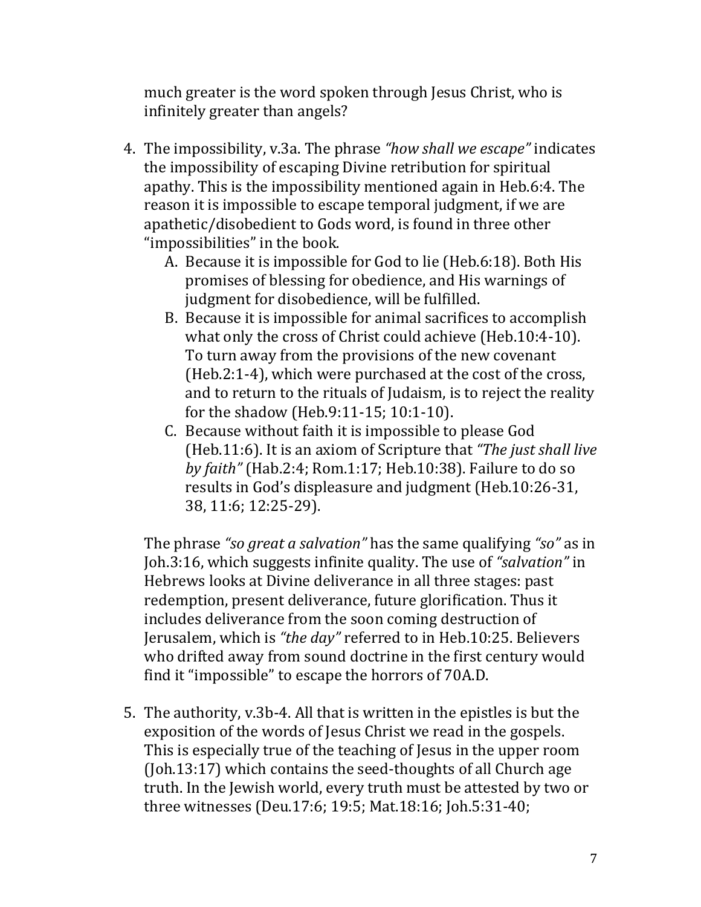much greater is the word spoken through Jesus Christ, who is infinitely greater than angels?

4. The impossibility, v.3a. The phrase *"how shall we escape"* indicates the impossibility of escaping Divine retribution for spiritual apathy. This is the impossibility mentioned again in Heb.6:4. The reason it is impossible to escape temporal judgment, if we are apathetic/disobedient to Gods word, is found in three other "impossibilities" in the book.
   A. Because it is impossible for God to lie (Heb.6:18). Both His promises of blessing for obedience, and His warnings of judgment for disobedience, will be fulfilled.
   B. Because it is impossible for animal sacrifices to accomplish what only the cross of Christ could achieve (Heb.10:4-10). To turn away from the provisions of the new covenant (Heb.2:1-4), which were purchased at the cost of the cross, and to return to the rituals of Judaism, is to reject the reality for the shadow (Heb.9:11-15; 10:1-10).
   C. Because without faith it is impossible to please God (Heb.11:6). It is an axiom of Scripture that *"The just shall live by faith"* (Hab.2:4; Rom.1:17; Heb.10:38). Failure to do so results in God's displeasure and judgment (Heb.10:26-31, 38, 11:6; 12:25-29).

   The phrase *"so great a salvation"* has the same qualifying *"so"* as in Joh.3:16, which suggests infinite quality. The use of *"salvation"* in Hebrews looks at Divine deliverance in all three stages: past redemption, present deliverance, future glorification. Thus it includes deliverance from the soon coming destruction of Jerusalem, which is *"the day"* referred to in Heb.10:25. Believers who drifted away from sound doctrine in the first century would find it "impossible" to escape the horrors of 70A.D.

5. The authority, v.3b-4. All that is written in the epistles is but the exposition of the words of Jesus Christ we read in the gospels. This is especially true of the teaching of Jesus in the upper room (Joh.13:17) which contains the seed-thoughts of all Church age truth. In the Jewish world, every truth must be attested by two or three witnesses (Deu.17:6; 19:5; Mat.18:16; Joh.5:31-40;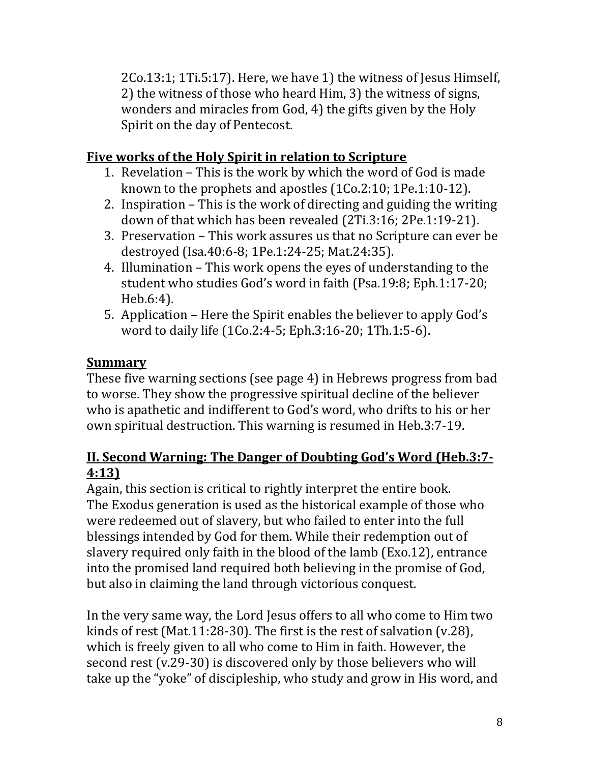2Co.13:1; 1Ti.5:17). Here, we have 1) the witness of Jesus Himself, 2) the witness of those who heard Him, 3) the witness of signs, wonders and miracles from God, 4) the gifts given by the Holy Spirit on the day of Pentecost.

## Five works of the Holy Spirit in relation to Scripture

1. Revelation – This is the work by which the word of God is made known to the prophets and apostles (1Co.2:10; 1Pe.1:10-12).
2. Inspiration – This is the work of directing and guiding the writing down of that which has been revealed (2Ti.3:16; 2Pe.1:19-21).
3. Preservation – This work assures us that no Scripture can ever be destroyed (Isa.40:6-8; 1Pe.1:24-25; Mat.24:35).
4. Illumination – This work opens the eyes of understanding to the student who studies God's word in faith (Psa.19:8; Eph.1:17-20; Heb.6:4).
5. Application – Here the Spirit enables the believer to apply God's word to daily life (1Co.2:4-5; Eph.3:16-20; 1Th.1:5-6).

## Summary

These five warning sections (see page 4) in Hebrews progress from bad to worse. They show the progressive spiritual decline of the believer who is apathetic and indifferent to God's word, who drifts to his or her own spiritual destruction. This warning is resumed in Heb.3:7-19.

## II. Second Warning: The Danger of Doubting God's Word (Heb.3:7-4:13)

Again, this section is critical to rightly interpret the entire book. The Exodus generation is used as the historical example of those who were redeemed out of slavery, but who failed to enter into the full blessings intended by God for them. While their redemption out of slavery required only faith in the blood of the lamb (Exo.12), entrance into the promised land required both believing in the promise of God, but also in claiming the land through victorious conquest.

In the very same way, the Lord Jesus offers to all who come to Him two kinds of rest (Mat.11:28-30). The first is the rest of salvation (v.28), which is freely given to all who come to Him in faith. However, the second rest (v.29-30) is discovered only by those believers who will take up the "yoke" of discipleship, who study and grow in His word, and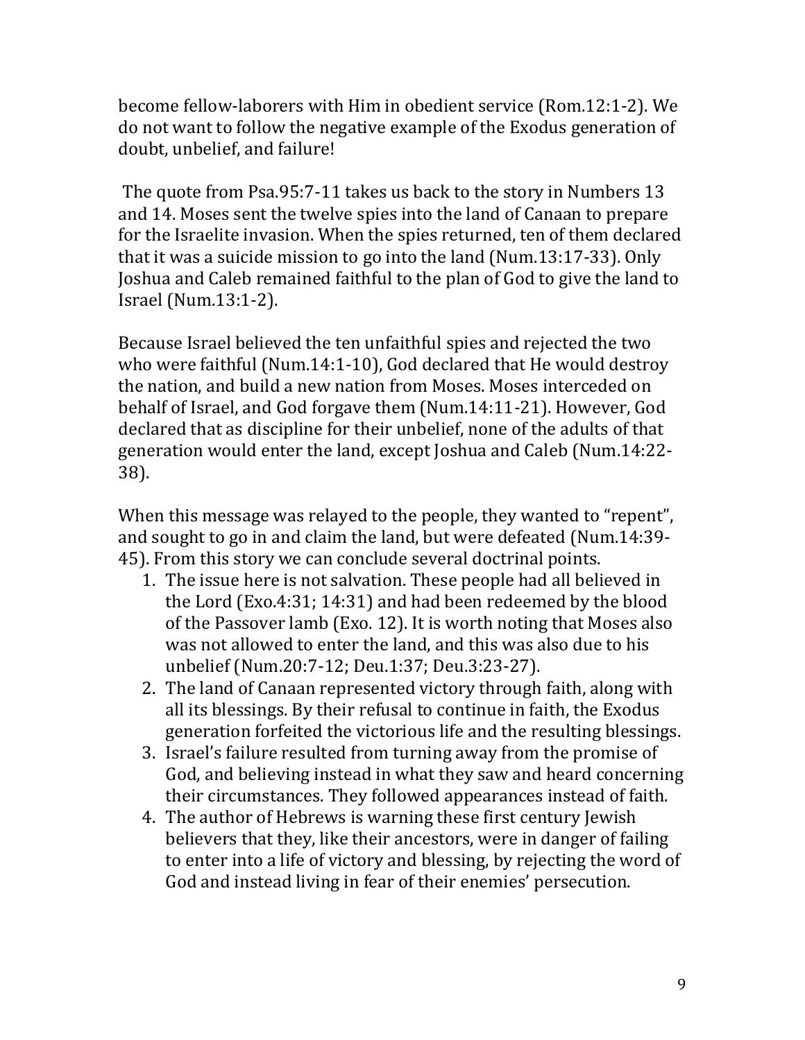become fellow-laborers with Him in obedient service (Rom.12:1-2). We do not want to follow the negative example of the Exodus generation of doubt, unbelief, and failure!

The quote from Psa.95:7-11 takes us back to the story in Numbers 13 and 14. Moses sent the twelve spies into the land of Canaan to prepare for the Israelite invasion. When the spies returned, ten of them declared that it was a suicide mission to go into the land (Num.13:17-33). Only Joshua and Caleb remained faithful to the plan of God to give the land to Israel (Num.13:1-2).

Because Israel believed the ten unfaithful spies and rejected the two who were faithful (Num.14:1-10), God declared that He would destroy the nation, and build a new nation from Moses. Moses interceded on behalf of Israel, and God forgave them (Num.14:11-21). However, God declared that as discipline for their unbelief, none of the adults of that generation would enter the land, except Joshua and Caleb (Num.14:22-38).

When this message was relayed to the people, they wanted to "repent", and sought to go in and claim the land, but were defeated (Num.14:39-45). From this story we can conclude several doctrinal points.

1. The issue here is not salvation. These people had all believed in the Lord (Exo.4:31; 14:31) and had been redeemed by the blood of the Passover lamb (Exo. 12). It is worth noting that Moses also was not allowed to enter the land, and this was also due to his unbelief (Num.20:7-12; Deu.1:37; Deu.3:23-27).
2. The land of Canaan represented victory through faith, along with all its blessings. By their refusal to continue in faith, the Exodus generation forfeited the victorious life and the resulting blessings.
3. Israel's failure resulted from turning away from the promise of God, and believing instead in what they saw and heard concerning their circumstances. They followed appearances instead of faith.
4. The author of Hebrews is warning these first century Jewish believers that they, like their ancestors, were in danger of failing to enter into a life of victory and blessing, by rejecting the word of God and instead living in fear of their enemies' persecution.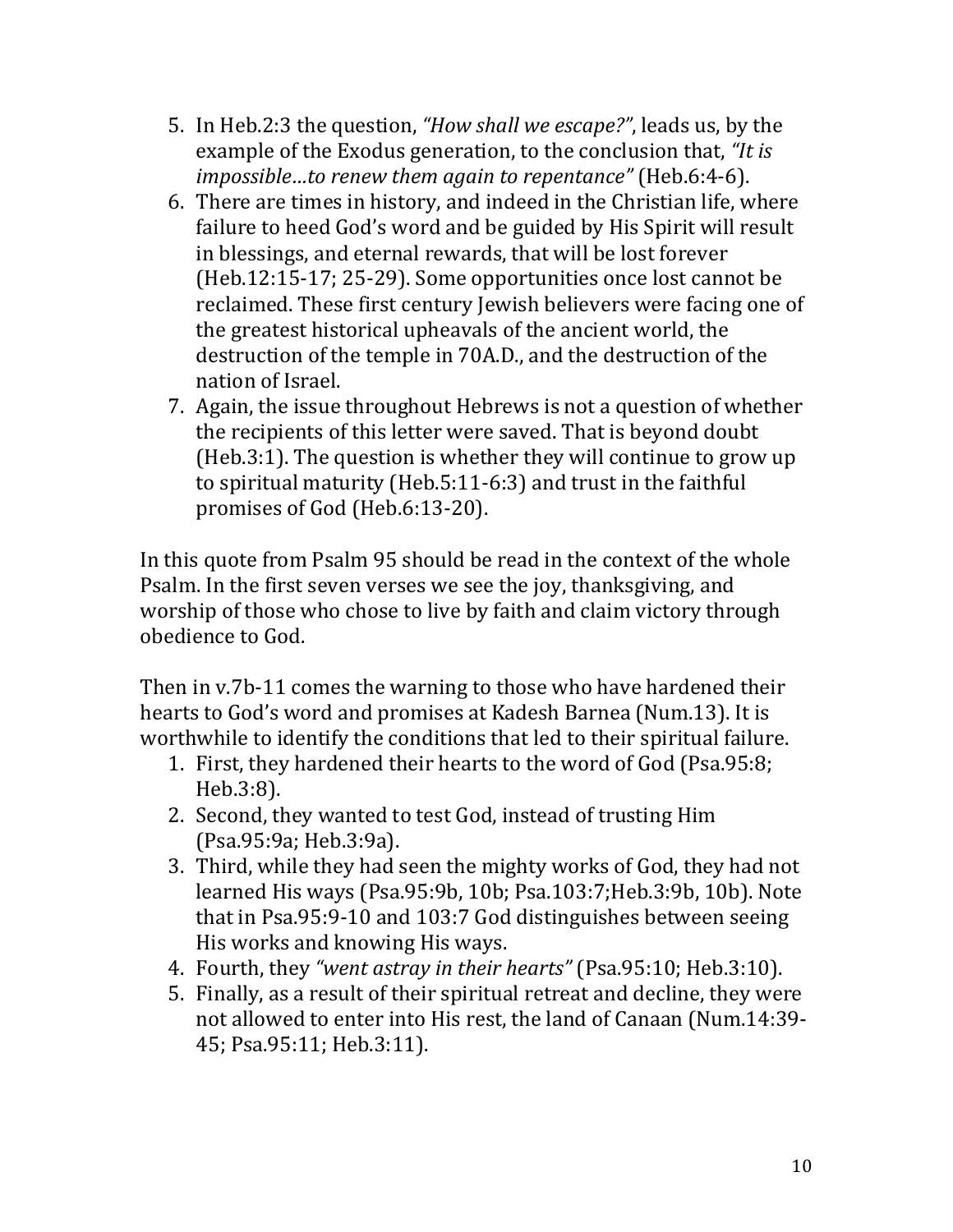5. In Heb.2:3 the question, *"How shall we escape?"*, leads us, by the example of the Exodus generation, to the conclusion that, *"It is impossible…to renew them again to repentance"* (Heb.6:4-6).
6. There are times in history, and indeed in the Christian life, where failure to heed God's word and be guided by His Spirit will result in blessings, and eternal rewards, that will be lost forever (Heb.12:15-17; 25-29). Some opportunities once lost cannot be reclaimed. These first century Jewish believers were facing one of the greatest historical upheavals of the ancient world, the destruction of the temple in 70A.D., and the destruction of the nation of Israel.
7. Again, the issue throughout Hebrews is not a question of whether the recipients of this letter were saved. That is beyond doubt (Heb.3:1). The question is whether they will continue to grow up to spiritual maturity (Heb.5:11-6:3) and trust in the faithful promises of God (Heb.6:13-20).

In this quote from Psalm 95 should be read in the context of the whole Psalm. In the first seven verses we see the joy, thanksgiving, and worship of those who chose to live by faith and claim victory through obedience to God.

Then in v.7b-11 comes the warning to those who have hardened their hearts to God's word and promises at Kadesh Barnea (Num.13). It is worthwhile to identify the conditions that led to their spiritual failure.

1. First, they hardened their hearts to the word of God (Psa.95:8; Heb.3:8).
2. Second, they wanted to test God, instead of trusting Him (Psa.95:9a; Heb.3:9a).
3. Third, while they had seen the mighty works of God, they had not learned His ways (Psa.95:9b, 10b; Psa.103:7;Heb.3:9b, 10b). Note that in Psa.95:9-10 and 103:7 God distinguishes between seeing His works and knowing His ways.
4. Fourth, they *"went astray in their hearts"* (Psa.95:10; Heb.3:10).
5. Finally, as a result of their spiritual retreat and decline, they were not allowed to enter into His rest, the land of Canaan (Num.14:39-45; Psa.95:11; Heb.3:11).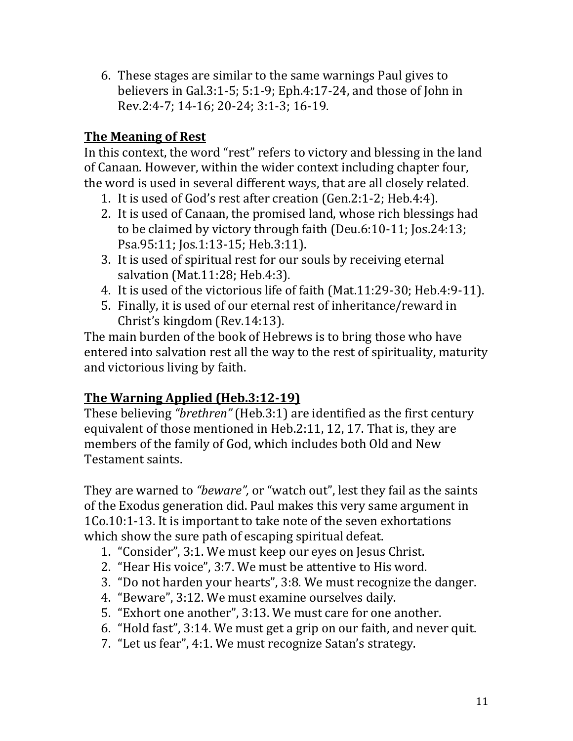6. These stages are similar to the same warnings Paul gives to believers in Gal.3:1-5; 5:1-9; Eph.4:17-24, and those of John in Rev.2:4-7; 14-16; 20-24; 3:1-3; 16-19.

## The Meaning of Rest

In this context, the word "rest" refers to victory and blessing in the land of Canaan. However, within the wider context including chapter four, the word is used in several different ways, that are all closely related.

1. It is used of God's rest after creation (Gen.2:1-2; Heb.4:4).
2. It is used of Canaan, the promised land, whose rich blessings had to be claimed by victory through faith (Deu.6:10-11; Jos.24:13; Psa.95:11; Jos.1:13-15; Heb.3:11).
3. It is used of spiritual rest for our souls by receiving eternal salvation (Mat.11:28; Heb.4:3).
4. It is used of the victorious life of faith (Mat.11:29-30; Heb.4:9-11).
5. Finally, it is used of our eternal rest of inheritance/reward in Christ's kingdom (Rev.14:13).

The main burden of the book of Hebrews is to bring those who have entered into salvation rest all the way to the rest of spirituality, maturity and victorious living by faith.

## The Warning Applied (Heb.3:12-19)

These believing *"brethren"* (Heb.3:1) are identified as the first century equivalent of those mentioned in Heb.2:11, 12, 17. That is, they are members of the family of God, which includes both Old and New Testament saints.

They are warned to *"beware",* or "watch out", lest they fail as the saints of the Exodus generation did. Paul makes this very same argument in 1Co.10:1-13. It is important to take note of the seven exhortations which show the sure path of escaping spiritual defeat.

1. "Consider", 3:1. We must keep our eyes on Jesus Christ.
2. "Hear His voice", 3:7. We must be attentive to His word.
3. "Do not harden your hearts", 3:8. We must recognize the danger.
4. "Beware", 3:12. We must examine ourselves daily.
5. "Exhort one another", 3:13. We must care for one another.
6. "Hold fast", 3:14. We must get a grip on our faith, and never quit.
7. "Let us fear", 4:1. We must recognize Satan's strategy.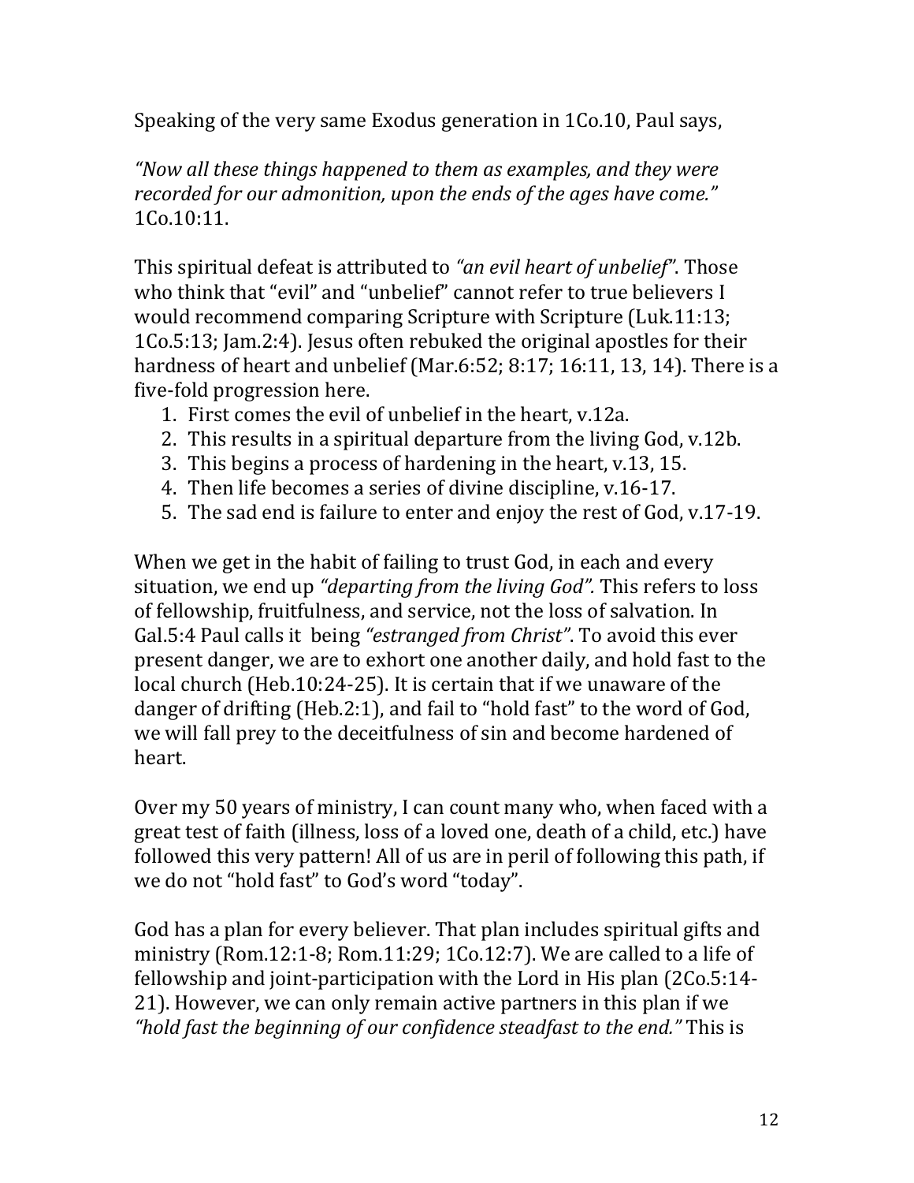Speaking of the very same Exodus generation in 1Co.10, Paul says,

*"Now all these things happened to them as examples, and they were recorded for our admonition, upon the ends of the ages have come."* 1Co.10:11.

This spiritual defeat is attributed to *"an evil heart of unbelief"*. Those who think that "evil" and "unbelief" cannot refer to true believers I would recommend comparing Scripture with Scripture (Luk.11:13; 1Co.5:13; Jam.2:4). Jesus often rebuked the original apostles for their hardness of heart and unbelief (Mar.6:52; 8:17; 16:11, 13, 14). There is a five-fold progression here.

1. First comes the evil of unbelief in the heart, v.12a.
2. This results in a spiritual departure from the living God, v.12b.
3. This begins a process of hardening in the heart, v.13, 15.
4. Then life becomes a series of divine discipline, v.16-17.
5. The sad end is failure to enter and enjoy the rest of God, v.17-19.

When we get in the habit of failing to trust God, in each and every situation, we end up *"departing from the living God".* This refers to loss of fellowship, fruitfulness, and service, not the loss of salvation. In Gal.5:4 Paul calls it being *"estranged from Christ"*. To avoid this ever present danger, we are to exhort one another daily, and hold fast to the local church (Heb.10:24-25). It is certain that if we unaware of the danger of drifting (Heb.2:1), and fail to "hold fast" to the word of God, we will fall prey to the deceitfulness of sin and become hardened of heart.

Over my 50 years of ministry, I can count many who, when faced with a great test of faith (illness, loss of a loved one, death of a child, etc.) have followed this very pattern! All of us are in peril of following this path, if we do not "hold fast" to God's word "today".

God has a plan for every believer. That plan includes spiritual gifts and ministry (Rom.12:1-8; Rom.11:29; 1Co.12:7). We are called to a life of fellowship and joint-participation with the Lord in His plan (2Co.5:14-21). However, we can only remain active partners in this plan if we *"hold fast the beginning of our confidence steadfast to the end."* This is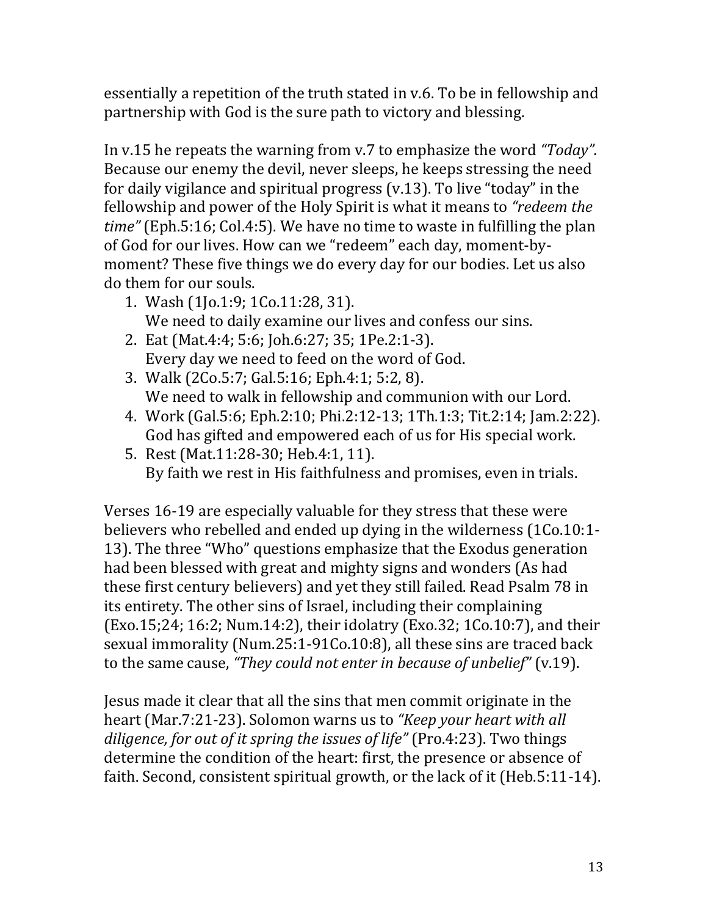essentially a repetition of the truth stated in v.6. To be in fellowship and partnership with God is the sure path to victory and blessing.

In v.15 he repeats the warning from v.7 to emphasize the word *"Today".* Because our enemy the devil, never sleeps, he keeps stressing the need for daily vigilance and spiritual progress (v.13). To live "today" in the fellowship and power of the Holy Spirit is what it means to *"redeem the time"* (Eph.5:16; Col.4:5). We have no time to waste in fulfilling the plan of God for our lives. How can we "redeem" each day, moment-by-moment? These five things we do every day for our bodies. Let us also do them for our souls.

1. Wash (1Jo.1:9; 1Co.11:28, 31).
   We need to daily examine our lives and confess our sins.
2. Eat (Mat.4:4; 5:6; Joh.6:27; 35; 1Pe.2:1-3).
   Every day we need to feed on the word of God.
3. Walk (2Co.5:7; Gal.5:16; Eph.4:1; 5:2, 8).
   We need to walk in fellowship and communion with our Lord.
4. Work (Gal.5:6; Eph.2:10; Phi.2:12-13; 1Th.1:3; Tit.2:14; Jam.2:22).
   God has gifted and empowered each of us for His special work.
5. Rest (Mat.11:28-30; Heb.4:1, 11).
   By faith we rest in His faithfulness and promises, even in trials.

Verses 16-19 are especially valuable for they stress that these were believers who rebelled and ended up dying in the wilderness (1Co.10:1-13). The three "Who" questions emphasize that the Exodus generation had been blessed with great and mighty signs and wonders (As had these first century believers) and yet they still failed. Read Psalm 78 in its entirety. The other sins of Israel, including their complaining (Exo.15;24; 16:2; Num.14:2), their idolatry (Exo.32; 1Co.10:7), and their sexual immorality (Num.25:1-91Co.10:8), all these sins are traced back to the same cause, *"They could not enter in because of unbelief"* (v.19).

Jesus made it clear that all the sins that men commit originate in the heart (Mar.7:21-23). Solomon warns us to *"Keep your heart with all diligence, for out of it spring the issues of life"* (Pro.4:23). Two things determine the condition of the heart: first, the presence or absence of faith. Second, consistent spiritual growth, or the lack of it (Heb.5:11-14).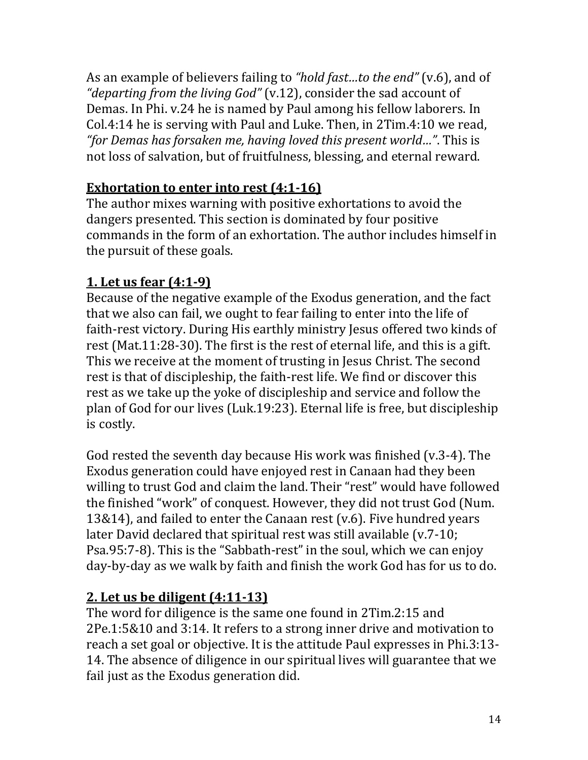As an example of believers failing to *"hold fast…to the end"* (v.6), and of *"departing from the living God"* (v.12), consider the sad account of Demas. In Phi. v.24 he is named by Paul among his fellow laborers. In Col.4:14 he is serving with Paul and Luke. Then, in 2Tim.4:10 we read, *"for Demas has forsaken me, having loved this present world…"*. This is not loss of salvation, but of fruitfulness, blessing, and eternal reward.

**Exhortation to enter into rest (4:1-16)**

The author mixes warning with positive exhortations to avoid the dangers presented. This section is dominated by four positive commands in the form of an exhortation. The author includes himself in the pursuit of these goals.

**1. Let us fear (4:1-9)**

Because of the negative example of the Exodus generation, and the fact that we also can fail, we ought to fear failing to enter into the life of faith-rest victory. During His earthly ministry Jesus offered two kinds of rest (Mat.11:28-30). The first is the rest of eternal life, and this is a gift. This we receive at the moment of trusting in Jesus Christ. The second rest is that of discipleship, the faith-rest life. We find or discover this rest as we take up the yoke of discipleship and service and follow the plan of God for our lives (Luk.19:23). Eternal life is free, but discipleship is costly.

God rested the seventh day because His work was finished (v.3-4). The Exodus generation could have enjoyed rest in Canaan had they been willing to trust God and claim the land. Their "rest" would have followed the finished "work" of conquest. However, they did not trust God (Num. 13&14), and failed to enter the Canaan rest (v.6). Five hundred years later David declared that spiritual rest was still available (v.7-10; Psa.95:7-8). This is the "Sabbath-rest" in the soul, which we can enjoy day-by-day as we walk by faith and finish the work God has for us to do.

**2. Let us be diligent (4:11-13)**

The word for diligence is the same one found in 2Tim.2:15 and 2Pe.1:5&10 and 3:14. It refers to a strong inner drive and motivation to reach a set goal or objective. It is the attitude Paul expresses in Phi.3:13-14. The absence of diligence in our spiritual lives will guarantee that we fail just as the Exodus generation did.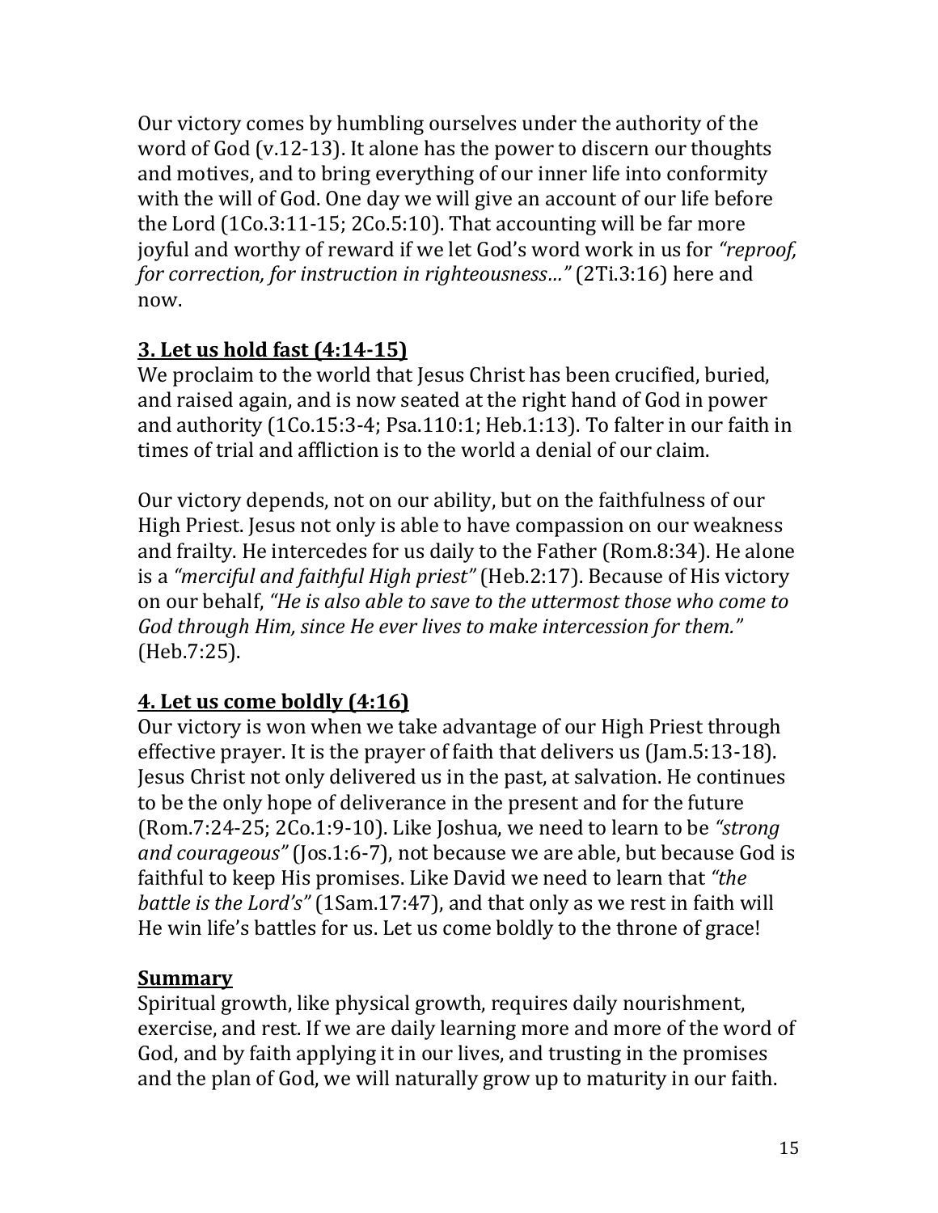Our victory comes by humbling ourselves under the authority of the word of God (v.12-13). It alone has the power to discern our thoughts and motives, and to bring everything of our inner life into conformity with the will of God. One day we will give an account of our life before the Lord (1Co.3:11-15; 2Co.5:10). That accounting will be far more joyful and worthy of reward if we let God's word work in us for *"reproof, for correction, for instruction in righteousness…"* (2Ti.3:16) here and now.

## **3. Let us hold fast (4:14-15)**

We proclaim to the world that Jesus Christ has been crucified, buried, and raised again, and is now seated at the right hand of God in power and authority (1Co.15:3-4; Psa.110:1; Heb.1:13). To falter in our faith in times of trial and affliction is to the world a denial of our claim.

Our victory depends, not on our ability, but on the faithfulness of our High Priest. Jesus not only is able to have compassion on our weakness and frailty. He intercedes for us daily to the Father (Rom.8:34). He alone is a *"merciful and faithful High priest"* (Heb.2:17). Because of His victory on our behalf, *"He is also able to save to the uttermost those who come to God through Him, since He ever lives to make intercession for them."* (Heb.7:25).

## **4. Let us come boldly (4:16)**

Our victory is won when we take advantage of our High Priest through effective prayer. It is the prayer of faith that delivers us (Jam.5:13-18). Jesus Christ not only delivered us in the past, at salvation. He continues to be the only hope of deliverance in the present and for the future (Rom.7:24-25; 2Co.1:9-10). Like Joshua, we need to learn to be *"strong and courageous"* (Jos.1:6-7), not because we are able, but because God is faithful to keep His promises. Like David we need to learn that *"the battle is the Lord's"* (1Sam.17:47), and that only as we rest in faith will He win life's battles for us. Let us come boldly to the throne of grace!

## **Summary**

Spiritual growth, like physical growth, requires daily nourishment, exercise, and rest. If we are daily learning more and more of the word of God, and by faith applying it in our lives, and trusting in the promises and the plan of God, we will naturally grow up to maturity in our faith.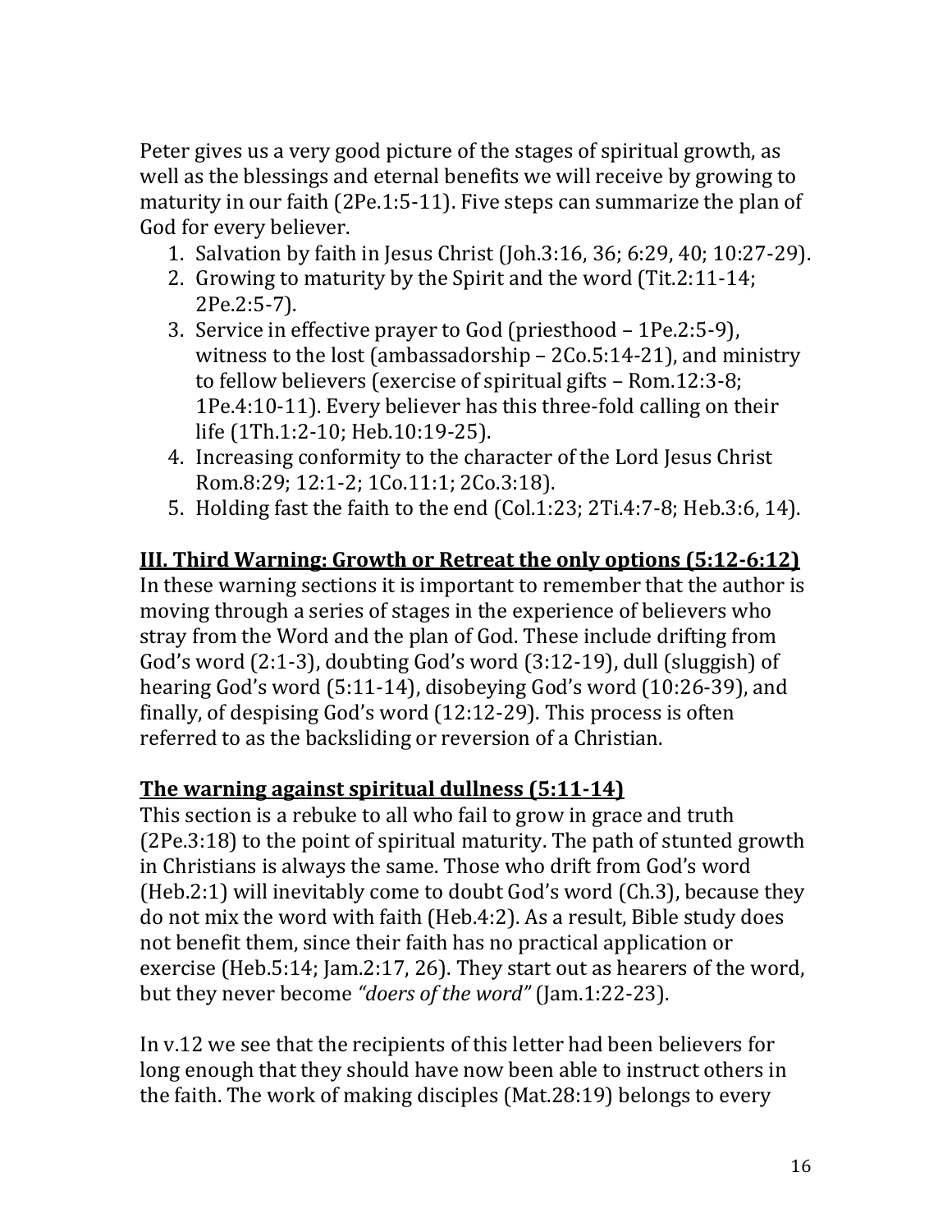Peter gives us a very good picture of the stages of spiritual growth, as well as the blessings and eternal benefits we will receive by growing to maturity in our faith (2Pe.1:5-11). Five steps can summarize the plan of God for every believer.

1. Salvation by faith in Jesus Christ (Joh.3:16, 36; 6:29, 40; 10:27-29).
2. Growing to maturity by the Spirit and the word (Tit.2:11-14; 2Pe.2:5-7).
3. Service in effective prayer to God (priesthood – 1Pe.2:5-9), witness to the lost (ambassadorship – 2Co.5:14-21), and ministry to fellow believers (exercise of spiritual gifts – Rom.12:3-8; 1Pe.4:10-11). Every believer has this three-fold calling on their life (1Th.1:2-10; Heb.10:19-25).
4. Increasing conformity to the character of the Lord Jesus Christ Rom.8:29; 12:1-2; 1Co.11:1; 2Co.3:18).
5. Holding fast the faith to the end (Col.1:23; 2Ti.4:7-8; Heb.3:6, 14).

## **III. Third Warning: Growth or Retreat the only options (5:12-6:12)**

In these warning sections it is important to remember that the author is moving through a series of stages in the experience of believers who stray from the Word and the plan of God. These include drifting from God's word (2:1-3), doubting God's word (3:12-19), dull (sluggish) of hearing God's word (5:11-14), disobeying God's word (10:26-39), and finally, of despising God's word (12:12-29). This process is often referred to as the backsliding or reversion of a Christian.

### **The warning against spiritual dullness (5:11-14)**

This section is a rebuke to all who fail to grow in grace and truth (2Pe.3:18) to the point of spiritual maturity. The path of stunted growth in Christians is always the same. Those who drift from God's word (Heb.2:1) will inevitably come to doubt God's word (Ch.3), because they do not mix the word with faith (Heb.4:2). As a result, Bible study does not benefit them, since their faith has no practical application or exercise (Heb.5:14; Jam.2:17, 26). They start out as hearers of the word, but they never become *"doers of the word"* (Jam.1:22-23).

In v.12 we see that the recipients of this letter had been believers for long enough that they should have now been able to instruct others in the faith. The work of making disciples (Mat.28:19) belongs to every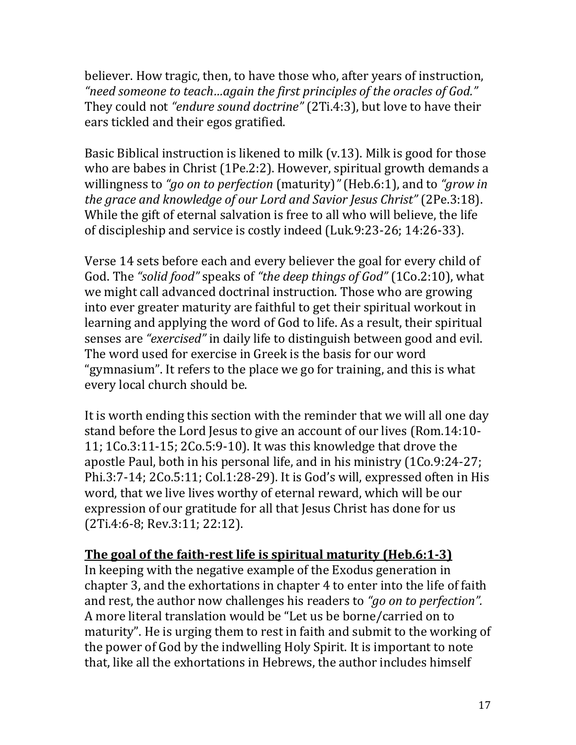believer. How tragic, then, to have those who, after years of instruction, *"need someone to teach…again the first principles of the oracles of God."* They could not *"endure sound doctrine"* (2Ti.4:3), but love to have their ears tickled and their egos gratified.

Basic Biblical instruction is likened to milk (v.13). Milk is good for those who are babes in Christ (1Pe.2:2). However, spiritual growth demands a willingness to *"go on to perfection* (maturity)*"* (Heb.6:1), and to *"grow in the grace and knowledge of our Lord and Savior Jesus Christ"* (2Pe.3:18). While the gift of eternal salvation is free to all who will believe, the life of discipleship and service is costly indeed (Luk.9:23-26; 14:26-33).

Verse 14 sets before each and every believer the goal for every child of God. The *"solid food"* speaks of *"the deep things of God"* (1Co.2:10), what we might call advanced doctrinal instruction. Those who are growing into ever greater maturity are faithful to get their spiritual workout in learning and applying the word of God to life. As a result, their spiritual senses are *"exercised"* in daily life to distinguish between good and evil. The word used for exercise in Greek is the basis for our word "gymnasium". It refers to the place we go for training, and this is what every local church should be.

It is worth ending this section with the reminder that we will all one day stand before the Lord Jesus to give an account of our lives (Rom.14:10-11; 1Co.3:11-15; 2Co.5:9-10). It was this knowledge that drove the apostle Paul, both in his personal life, and in his ministry (1Co.9:24-27; Phi.3:7-14; 2Co.5:11; Col.1:28-29). It is God's will, expressed often in His word, that we live lives worthy of eternal reward, which will be our expression of our gratitude for all that Jesus Christ has done for us (2Ti.4:6-8; Rev.3:11; 22:12).

**The goal of the faith-rest life is spiritual maturity (Heb.6:1-3)**

In keeping with the negative example of the Exodus generation in chapter 3, and the exhortations in chapter 4 to enter into the life of faith and rest, the author now challenges his readers to *"go on to perfection".* A more literal translation would be "Let us be borne/carried on to maturity". He is urging them to rest in faith and submit to the working of the power of God by the indwelling Holy Spirit. It is important to note that, like all the exhortations in Hebrews, the author includes himself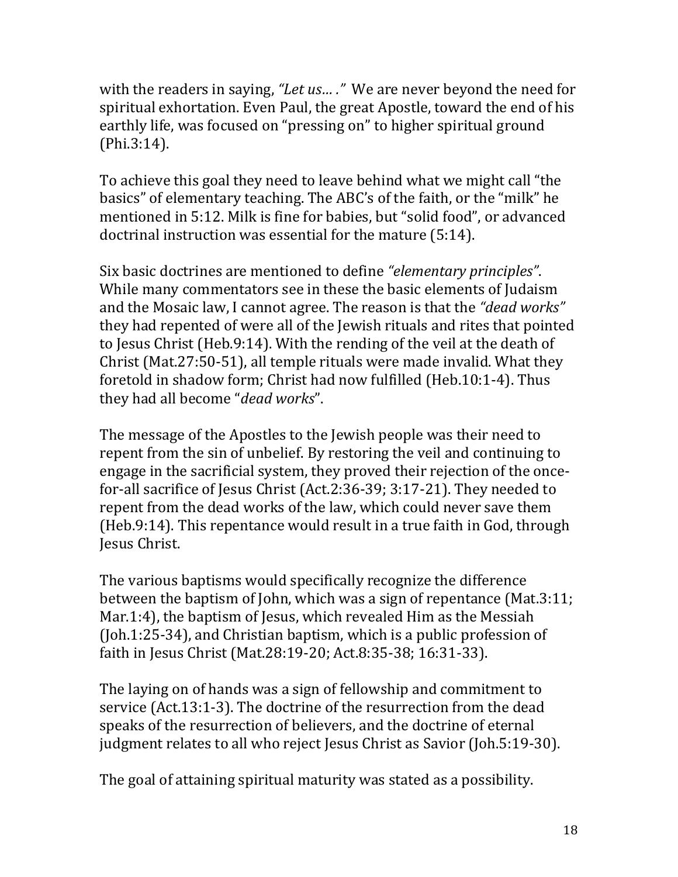with the readers in saying, *"Let us… ."* We are never beyond the need for spiritual exhortation. Even Paul, the great Apostle, toward the end of his earthly life, was focused on "pressing on" to higher spiritual ground (Phi.3:14).

To achieve this goal they need to leave behind what we might call "the basics" of elementary teaching. The ABC's of the faith, or the "milk" he mentioned in 5:12. Milk is fine for babies, but "solid food", or advanced doctrinal instruction was essential for the mature (5:14).

Six basic doctrines are mentioned to define *"elementary principles"*. While many commentators see in these the basic elements of Judaism and the Mosaic law, I cannot agree. The reason is that the *"dead works"* they had repented of were all of the Jewish rituals and rites that pointed to Jesus Christ (Heb.9:14). With the rending of the veil at the death of Christ (Mat.27:50-51), all temple rituals were made invalid. What they foretold in shadow form; Christ had now fulfilled (Heb.10:1-4). Thus they had all become "*dead works*".

The message of the Apostles to the Jewish people was their need to repent from the sin of unbelief. By restoring the veil and continuing to engage in the sacrificial system, they proved their rejection of the once-for-all sacrifice of Jesus Christ (Act.2:36-39; 3:17-21). They needed to repent from the dead works of the law, which could never save them (Heb.9:14). This repentance would result in a true faith in God, through Jesus Christ.

The various baptisms would specifically recognize the difference between the baptism of John, which was a sign of repentance (Mat.3:11; Mar.1:4), the baptism of Jesus, which revealed Him as the Messiah (Joh.1:25-34), and Christian baptism, which is a public profession of faith in Jesus Christ (Mat.28:19-20; Act.8:35-38; 16:31-33).

The laying on of hands was a sign of fellowship and commitment to service (Act.13:1-3). The doctrine of the resurrection from the dead speaks of the resurrection of believers, and the doctrine of eternal judgment relates to all who reject Jesus Christ as Savior (Joh.5:19-30).

The goal of attaining spiritual maturity was stated as a possibility.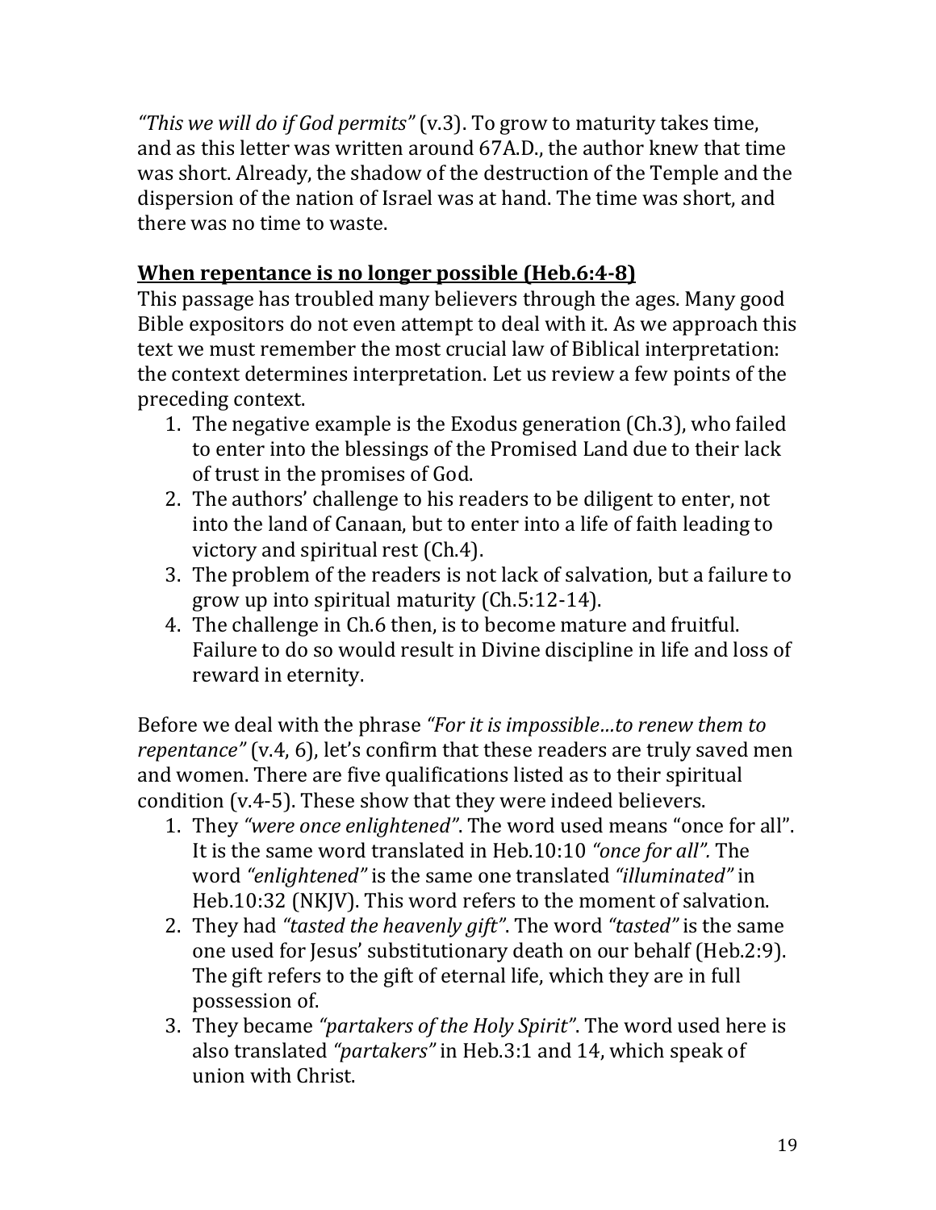*"This we will do if God permits"* (v.3). To grow to maturity takes time, and as this letter was written around 67A.D., the author knew that time was short. Already, the shadow of the destruction of the Temple and the dispersion of the nation of Israel was at hand. The time was short, and there was no time to waste.

## **<u>When repentance is no longer possible (Heb.6:4-8)</u>**

This passage has troubled many believers through the ages. Many good Bible expositors do not even attempt to deal with it. As we approach this text we must remember the most crucial law of Biblical interpretation: the context determines interpretation. Let us review a few points of the preceding context.

1. The negative example is the Exodus generation (Ch.3), who failed to enter into the blessings of the Promised Land due to their lack of trust in the promises of God.
2. The authors' challenge to his readers to be diligent to enter, not into the land of Canaan, but to enter into a life of faith leading to victory and spiritual rest (Ch.4).
3. The problem of the readers is not lack of salvation, but a failure to grow up into spiritual maturity (Ch.5:12-14).
4. The challenge in Ch.6 then, is to become mature and fruitful. Failure to do so would result in Divine discipline in life and loss of reward in eternity.

Before we deal with the phrase *"For it is impossible…to renew them to repentance"* (v.4, 6), let's confirm that these readers are truly saved men and women. There are five qualifications listed as to their spiritual condition (v.4-5). These show that they were indeed believers.

1. They *"were once enlightened"*. The word used means "once for all". It is the same word translated in Heb.10:10 *"once for all".* The word *"enlightened"* is the same one translated *"illuminated"* in Heb.10:32 (NKJV). This word refers to the moment of salvation.
2. They had *"tasted the heavenly gift"*. The word *"tasted"* is the same one used for Jesus' substitutionary death on our behalf (Heb.2:9). The gift refers to the gift of eternal life, which they are in full possession of.
3. They became *"partakers of the Holy Spirit"*. The word used here is also translated *"partakers"* in Heb.3:1 and 14, which speak of union with Christ.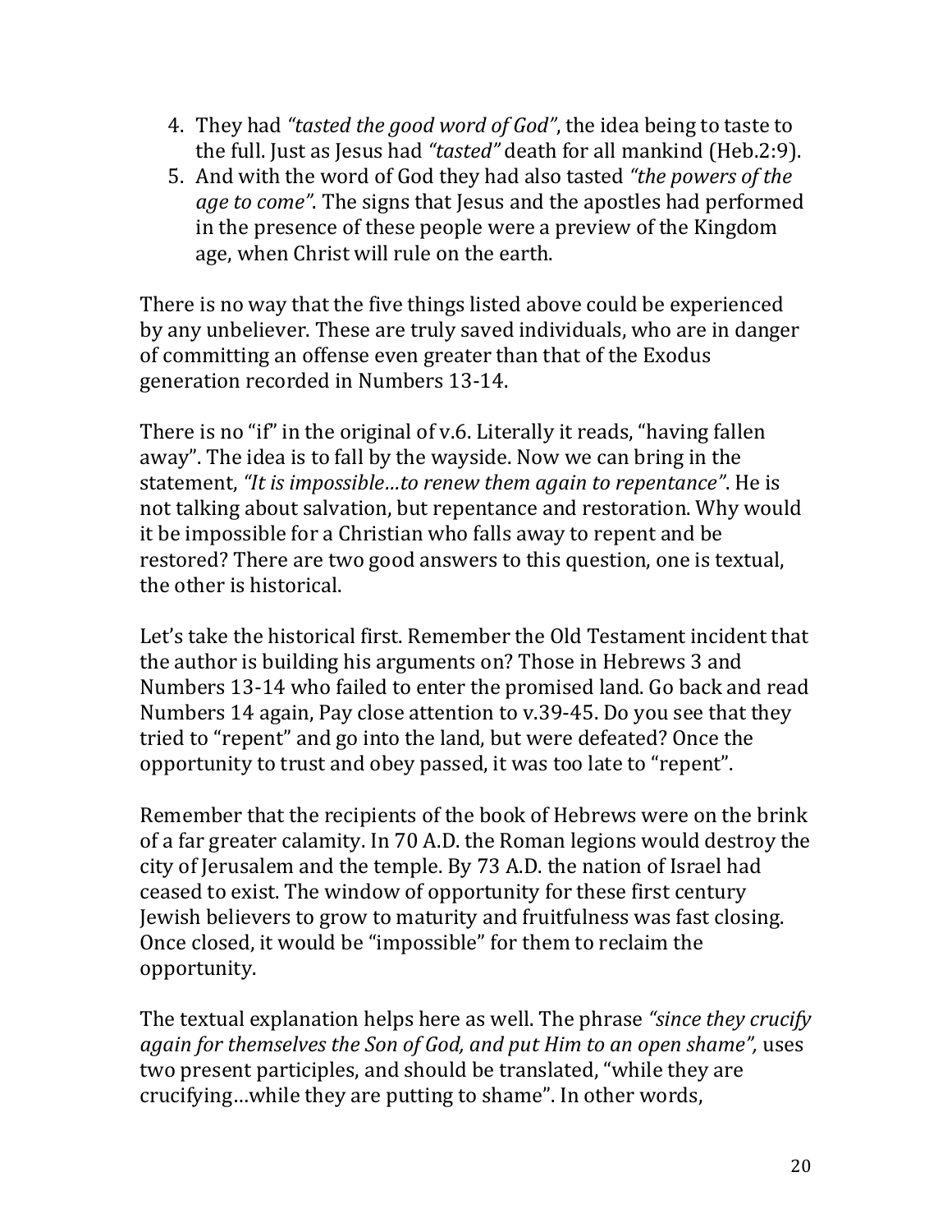4. They had *"tasted the good word of God"*, the idea being to taste to the full. Just as Jesus had *"tasted"* death for all mankind (Heb.2:9).
5. And with the word of God they had also tasted *"the powers of the age to come"*. The signs that Jesus and the apostles had performed in the presence of these people were a preview of the Kingdom age, when Christ will rule on the earth.

There is no way that the five things listed above could be experienced by any unbeliever. These are truly saved individuals, who are in danger of committing an offense even greater than that of the Exodus generation recorded in Numbers 13-14.

There is no "if" in the original of v.6. Literally it reads, "having fallen away". The idea is to fall by the wayside. Now we can bring in the statement, *"It is impossible…to renew them again to repentance"*. He is not talking about salvation, but repentance and restoration. Why would it be impossible for a Christian who falls away to repent and be restored? There are two good answers to this question, one is textual, the other is historical.

Let's take the historical first. Remember the Old Testament incident that the author is building his arguments on? Those in Hebrews 3 and Numbers 13-14 who failed to enter the promised land. Go back and read Numbers 14 again, Pay close attention to v.39-45. Do you see that they tried to "repent" and go into the land, but were defeated? Once the opportunity to trust and obey passed, it was too late to "repent".

Remember that the recipients of the book of Hebrews were on the brink of a far greater calamity. In 70 A.D. the Roman legions would destroy the city of Jerusalem and the temple. By 73 A.D. the nation of Israel had ceased to exist. The window of opportunity for these first century Jewish believers to grow to maturity and fruitfulness was fast closing. Once closed, it would be "impossible" for them to reclaim the opportunity.

The textual explanation helps here as well. The phrase *"since they crucify again for themselves the Son of God, and put Him to an open shame",* uses two present participles, and should be translated, "while they are crucifying…while they are putting to shame". In other words,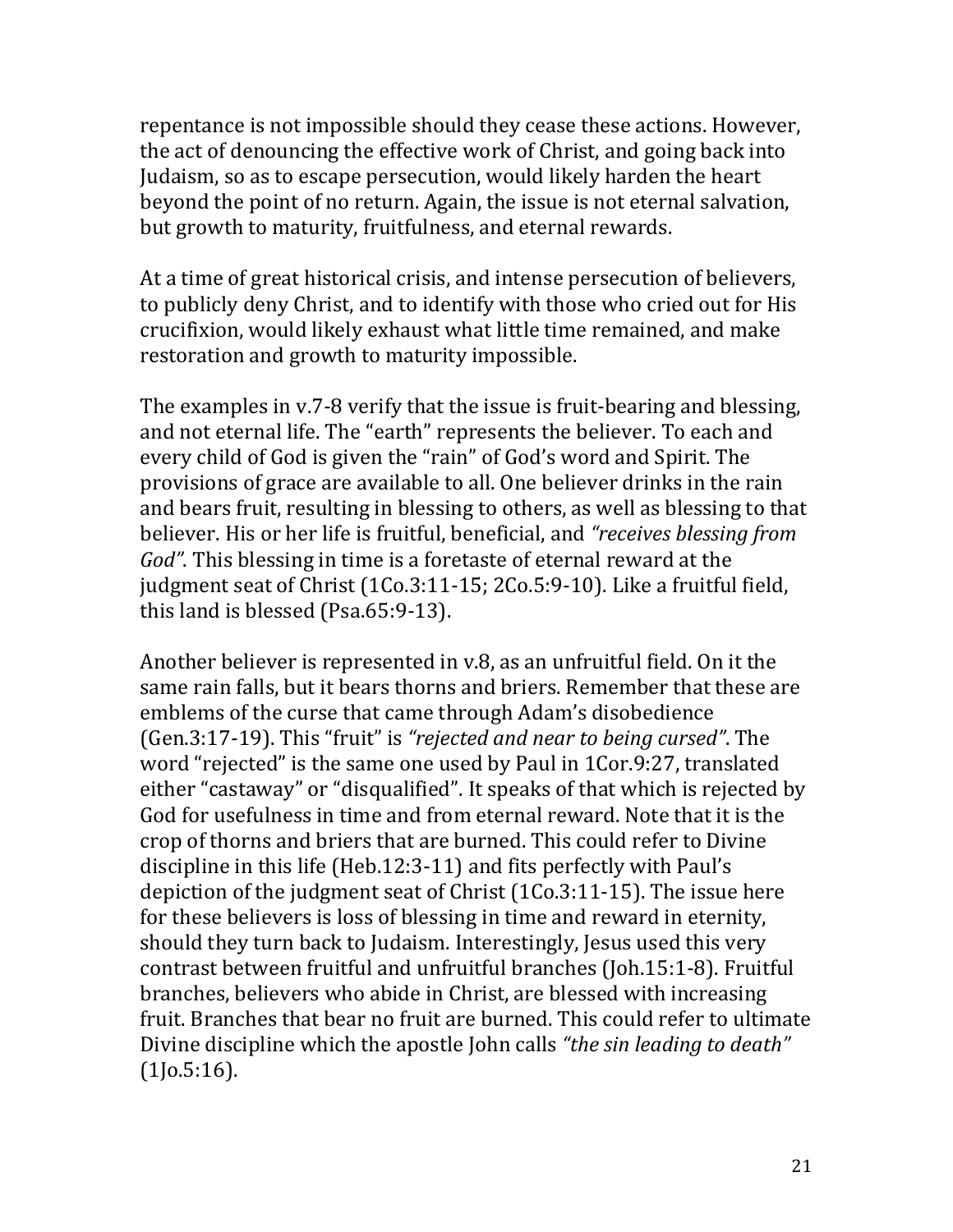repentance is not impossible should they cease these actions. However, the act of denouncing the effective work of Christ, and going back into Judaism, so as to escape persecution, would likely harden the heart beyond the point of no return. Again, the issue is not eternal salvation, but growth to maturity, fruitfulness, and eternal rewards.

At a time of great historical crisis, and intense persecution of believers, to publicly deny Christ, and to identify with those who cried out for His crucifixion, would likely exhaust what little time remained, and make restoration and growth to maturity impossible.

The examples in v.7-8 verify that the issue is fruit-bearing and blessing, and not eternal life. The "earth" represents the believer. To each and every child of God is given the "rain" of God's word and Spirit. The provisions of grace are available to all. One believer drinks in the rain and bears fruit, resulting in blessing to others, as well as blessing to that believer. His or her life is fruitful, beneficial, and *"receives blessing from God"*. This blessing in time is a foretaste of eternal reward at the judgment seat of Christ (1Co.3:11-15; 2Co.5:9-10). Like a fruitful field, this land is blessed (Psa.65:9-13).

Another believer is represented in v.8, as an unfruitful field. On it the same rain falls, but it bears thorns and briers. Remember that these are emblems of the curse that came through Adam's disobedience (Gen.3:17-19). This "fruit" is *"rejected and near to being cursed"*. The word "rejected" is the same one used by Paul in 1Cor.9:27, translated either "castaway" or "disqualified". It speaks of that which is rejected by God for usefulness in time and from eternal reward. Note that it is the crop of thorns and briers that are burned. This could refer to Divine discipline in this life (Heb.12:3-11) and fits perfectly with Paul's depiction of the judgment seat of Christ (1Co.3:11-15). The issue here for these believers is loss of blessing in time and reward in eternity, should they turn back to Judaism. Interestingly, Jesus used this very contrast between fruitful and unfruitful branches (Joh.15:1-8). Fruitful branches, believers who abide in Christ, are blessed with increasing fruit. Branches that bear no fruit are burned. This could refer to ultimate Divine discipline which the apostle John calls *"the sin leading to death"* (1Jo.5:16).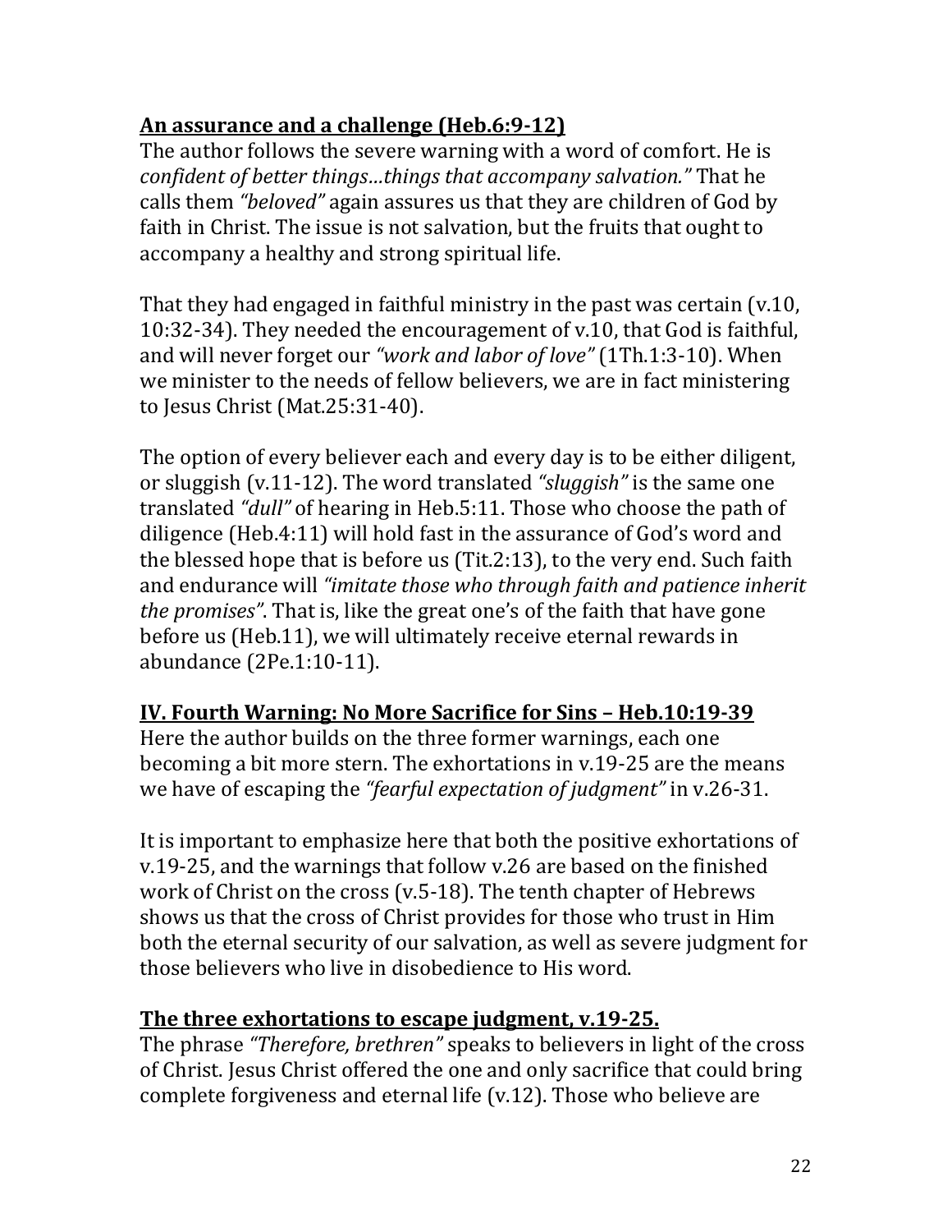**An assurance and a challenge (Heb.6:9-12)**

The author follows the severe warning with a word of comfort. He is *confident of better things…things that accompany salvation."* That he calls them *"beloved"* again assures us that they are children of God by faith in Christ. The issue is not salvation, but the fruits that ought to accompany a healthy and strong spiritual life.

That they had engaged in faithful ministry in the past was certain (v.10, 10:32-34). They needed the encouragement of v.10, that God is faithful, and will never forget our *"work and labor of love"* (1Th.1:3-10). When we minister to the needs of fellow believers, we are in fact ministering to Jesus Christ (Mat.25:31-40).

The option of every believer each and every day is to be either diligent, or sluggish (v.11-12). The word translated *"sluggish"* is the same one translated *"dull"* of hearing in Heb.5:11. Those who choose the path of diligence (Heb.4:11) will hold fast in the assurance of God's word and the blessed hope that is before us (Tit.2:13), to the very end. Such faith and endurance will *"imitate those who through faith and patience inherit the promises"*. That is, like the great one's of the faith that have gone before us (Heb.11), we will ultimately receive eternal rewards in abundance (2Pe.1:10-11).

**IV. Fourth Warning: No More Sacrifice for Sins – Heb.10:19-39**

Here the author builds on the three former warnings, each one becoming a bit more stern. The exhortations in v.19-25 are the means we have of escaping the *"fearful expectation of judgment"* in v.26-31.

It is important to emphasize here that both the positive exhortations of v.19-25, and the warnings that follow v.26 are based on the finished work of Christ on the cross (v.5-18). The tenth chapter of Hebrews shows us that the cross of Christ provides for those who trust in Him both the eternal security of our salvation, as well as severe judgment for those believers who live in disobedience to His word.

**The three exhortations to escape judgment, v.19-25.**

The phrase *"Therefore, brethren"* speaks to believers in light of the cross of Christ. Jesus Christ offered the one and only sacrifice that could bring complete forgiveness and eternal life (v.12). Those who believe are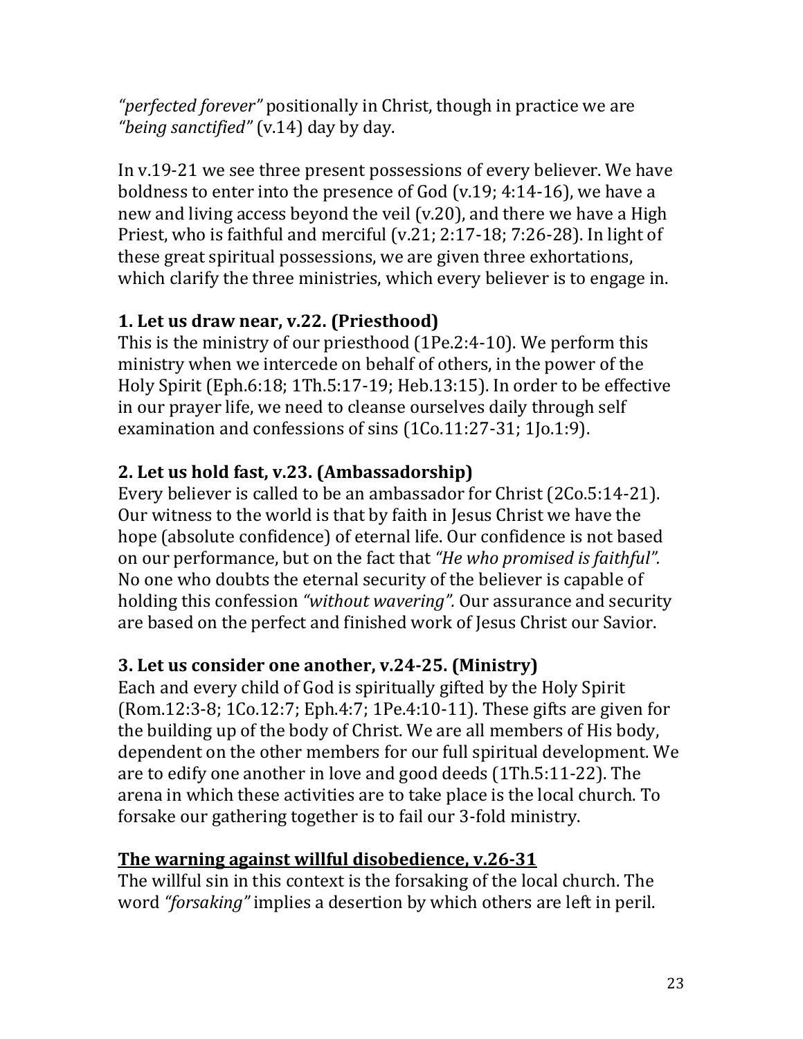*"perfected forever"* positionally in Christ, though in practice we are *"being sanctified"* (v.14) day by day.

In v.19-21 we see three present possessions of every believer. We have boldness to enter into the presence of God (v.19; 4:14-16), we have a new and living access beyond the veil (v.20), and there we have a High Priest, who is faithful and merciful (v.21; 2:17-18; 7:26-28). In light of these great spiritual possessions, we are given three exhortations, which clarify the three ministries, which every believer is to engage in.

### 1. Let us draw near, v.22. (Priesthood)

This is the ministry of our priesthood (1Pe.2:4-10). We perform this ministry when we intercede on behalf of others, in the power of the Holy Spirit (Eph.6:18; 1Th.5:17-19; Heb.13:15). In order to be effective in our prayer life, we need to cleanse ourselves daily through self examination and confessions of sins (1Co.11:27-31; 1Jo.1:9).

### 2. Let us hold fast, v.23. (Ambassadorship)

Every believer is called to be an ambassador for Christ (2Co.5:14-21). Our witness to the world is that by faith in Jesus Christ we have the hope (absolute confidence) of eternal life. Our confidence is not based on our performance, but on the fact that *"He who promised is faithful".* No one who doubts the eternal security of the believer is capable of holding this confession *"without wavering".* Our assurance and security are based on the perfect and finished work of Jesus Christ our Savior.

### 3. Let us consider one another, v.24-25. (Ministry)

Each and every child of God is spiritually gifted by the Holy Spirit (Rom.12:3-8; 1Co.12:7; Eph.4:7; 1Pe.4:10-11). These gifts are given for the building up of the body of Christ. We are all members of His body, dependent on the other members for our full spiritual development. We are to edify one another in love and good deeds (1Th.5:11-22). The arena in which these activities are to take place is the local church. To forsake our gathering together is to fail our 3-fold ministry.

### <u>The warning against willful disobedience, v.26-31</u>

The willful sin in this context is the forsaking of the local church. The word *"forsaking"* implies a desertion by which others are left in peril.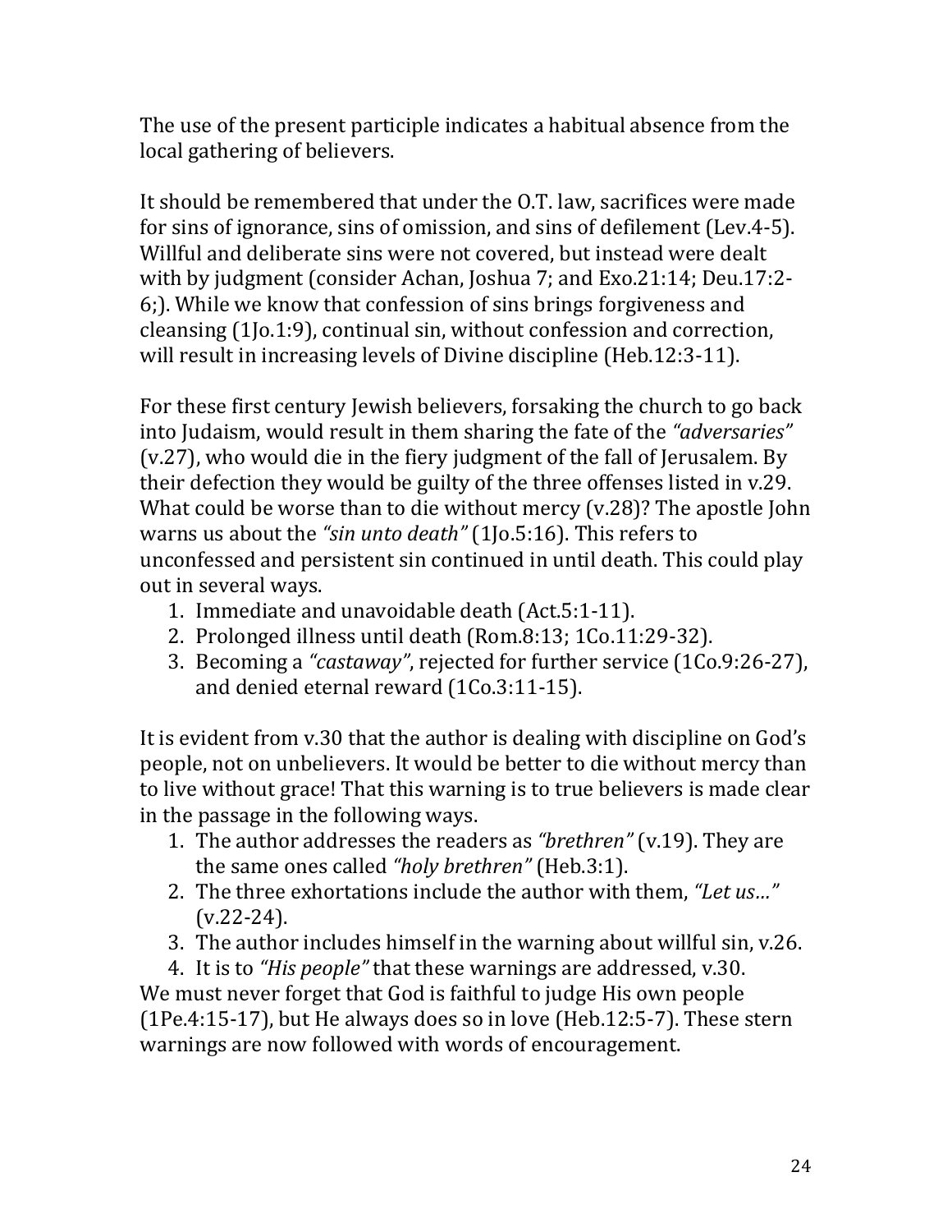The use of the present participle indicates a habitual absence from the local gathering of believers.

It should be remembered that under the O.T. law, sacrifices were made for sins of ignorance, sins of omission, and sins of defilement (Lev.4-5). Willful and deliberate sins were not covered, but instead were dealt with by judgment (consider Achan, Joshua 7; and Exo.21:14; Deu.17:2-6;). While we know that confession of sins brings forgiveness and cleansing (1Jo.1:9), continual sin, without confession and correction, will result in increasing levels of Divine discipline (Heb.12:3-11).

For these first century Jewish believers, forsaking the church to go back into Judaism, would result in them sharing the fate of the *"adversaries"* (v.27), who would die in the fiery judgment of the fall of Jerusalem. By their defection they would be guilty of the three offenses listed in v.29. What could be worse than to die without mercy (v.28)? The apostle John warns us about the *"sin unto death"* (1Jo.5:16). This refers to unconfessed and persistent sin continued in until death. This could play out in several ways.

1. Immediate and unavoidable death (Act.5:1-11).
2. Prolonged illness until death (Rom.8:13; 1Co.11:29-32).
3. Becoming a *"castaway"*, rejected for further service (1Co.9:26-27), and denied eternal reward (1Co.3:11-15).

It is evident from v.30 that the author is dealing with discipline on God's people, not on unbelievers. It would be better to die without mercy than to live without grace! That this warning is to true believers is made clear in the passage in the following ways.

1. The author addresses the readers as *"brethren"* (v.19). They are the same ones called *"holy brethren"* (Heb.3:1).
2. The three exhortations include the author with them, *"Let us…"* (v.22-24).
3. The author includes himself in the warning about willful sin, v.26.
4. It is to *"His people"* that these warnings are addressed, v.30.

We must never forget that God is faithful to judge His own people (1Pe.4:15-17), but He always does so in love (Heb.12:5-7). These stern warnings are now followed with words of encouragement.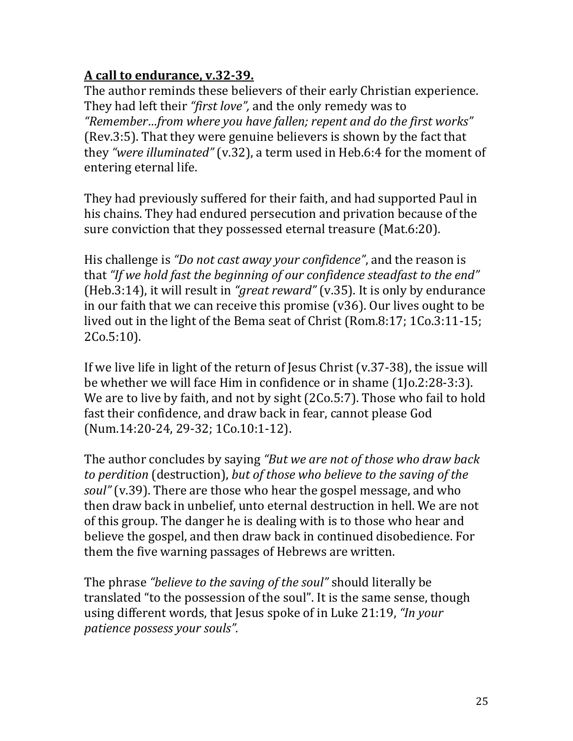**A call to endurance, v.32-39.**

The author reminds these believers of their early Christian experience. They had left their *"first love",* and the only remedy was to *"Remember…from where you have fallen; repent and do the first works"* (Rev.3:5). That they were genuine believers is shown by the fact that they *"were illuminated"* (v.32), a term used in Heb.6:4 for the moment of entering eternal life.

They had previously suffered for their faith, and had supported Paul in his chains. They had endured persecution and privation because of the sure conviction that they possessed eternal treasure (Mat.6:20).

His challenge is *"Do not cast away your confidence"*, and the reason is that *"If we hold fast the beginning of our confidence steadfast to the end"* (Heb.3:14), it will result in *"great reward"* (v.35). It is only by endurance in our faith that we can receive this promise (v36). Our lives ought to be lived out in the light of the Bema seat of Christ (Rom.8:17; 1Co.3:11-15; 2Co.5:10).

If we live life in light of the return of Jesus Christ (v.37-38), the issue will be whether we will face Him in confidence or in shame (1Jo.2:28-3:3). We are to live by faith, and not by sight (2Co.5:7). Those who fail to hold fast their confidence, and draw back in fear, cannot please God (Num.14:20-24, 29-32; 1Co.10:1-12).

The author concludes by saying *"But we are not of those who draw back to perdition* (destruction), *but of those who believe to the saving of the soul"* (v.39). There are those who hear the gospel message, and who then draw back in unbelief, unto eternal destruction in hell. We are not of this group. The danger he is dealing with is to those who hear and believe the gospel, and then draw back in continued disobedience. For them the five warning passages of Hebrews are written.

The phrase *"believe to the saving of the soul"* should literally be translated "to the possession of the soul". It is the same sense, though using different words, that Jesus spoke of in Luke 21:19, *"In your patience possess your souls".*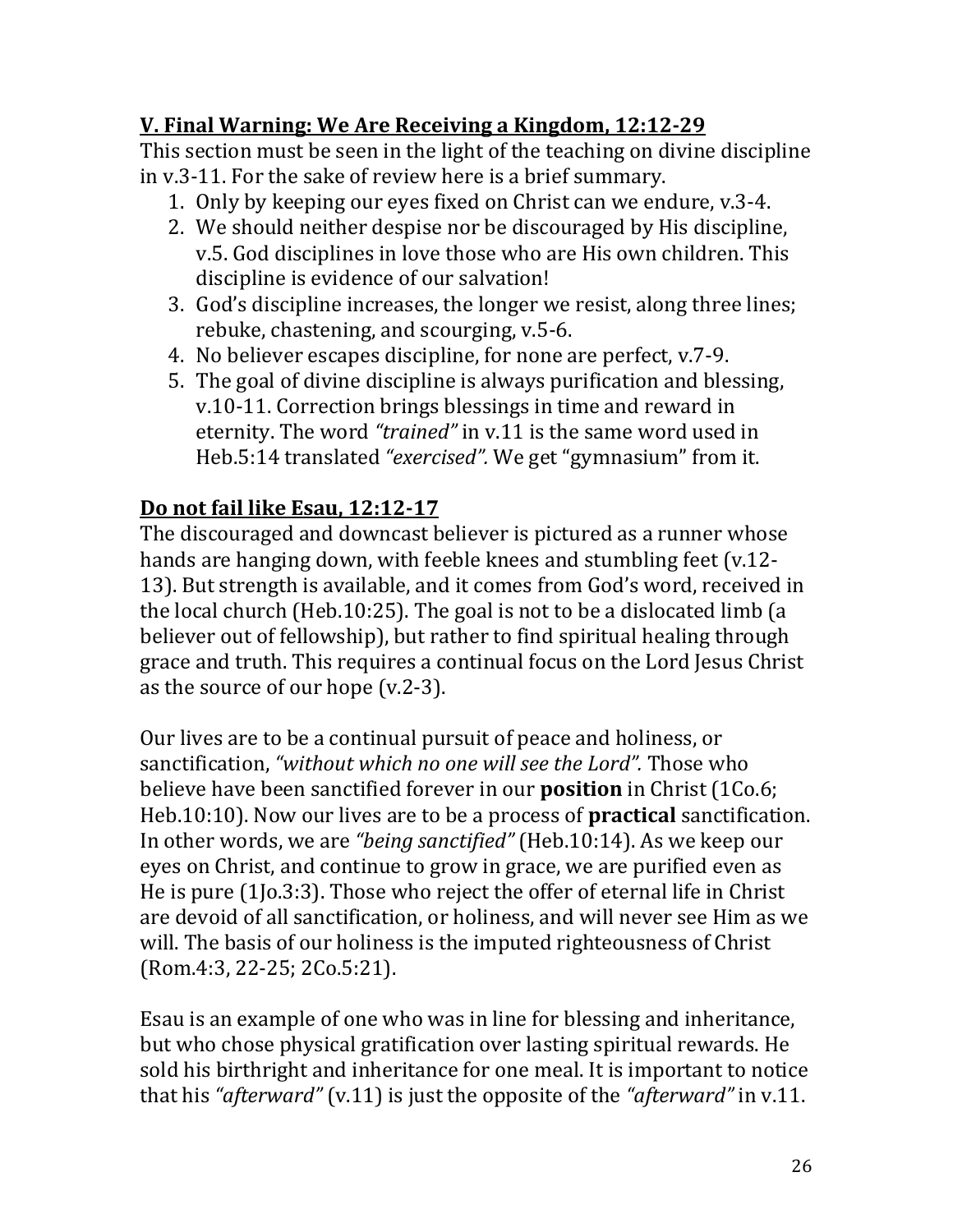## V. Final Warning: We Are Receiving a Kingdom, 12:12-29

This section must be seen in the light of the teaching on divine discipline in v.3-11. For the sake of review here is a brief summary.

1. Only by keeping our eyes fixed on Christ can we endure, v.3-4.
2. We should neither despise nor be discouraged by His discipline, v.5. God disciplines in love those who are His own children. This discipline is evidence of our salvation!
3. God's discipline increases, the longer we resist, along three lines; rebuke, chastening, and scourging, v.5-6.
4. No believer escapes discipline, for none are perfect, v.7-9.
5. The goal of divine discipline is always purification and blessing, v.10-11. Correction brings blessings in time and reward in eternity. The word *"trained"* in v.11 is the same word used in Heb.5:14 translated *"exercised".* We get "gymnasium" from it.

## Do not fail like Esau, 12:12-17

The discouraged and downcast believer is pictured as a runner whose hands are hanging down, with feeble knees and stumbling feet (v.12-13). But strength is available, and it comes from God's word, received in the local church (Heb.10:25). The goal is not to be a dislocated limb (a believer out of fellowship), but rather to find spiritual healing through grace and truth. This requires a continual focus on the Lord Jesus Christ as the source of our hope (v.2-3).

Our lives are to be a continual pursuit of peace and holiness, or sanctification, *"without which no one will see the Lord".* Those who believe have been sanctified forever in our **position** in Christ (1Co.6; Heb.10:10). Now our lives are to be a process of **practical** sanctification. In other words, we are *"being sanctified"* (Heb.10:14). As we keep our eyes on Christ, and continue to grow in grace, we are purified even as He is pure (1Jo.3:3). Those who reject the offer of eternal life in Christ are devoid of all sanctification, or holiness, and will never see Him as we will. The basis of our holiness is the imputed righteousness of Christ (Rom.4:3, 22-25; 2Co.5:21).

Esau is an example of one who was in line for blessing and inheritance, but who chose physical gratification over lasting spiritual rewards. He sold his birthright and inheritance for one meal. It is important to notice that his *"afterward"* (v.11) is just the opposite of the *"afterward"* in v.11.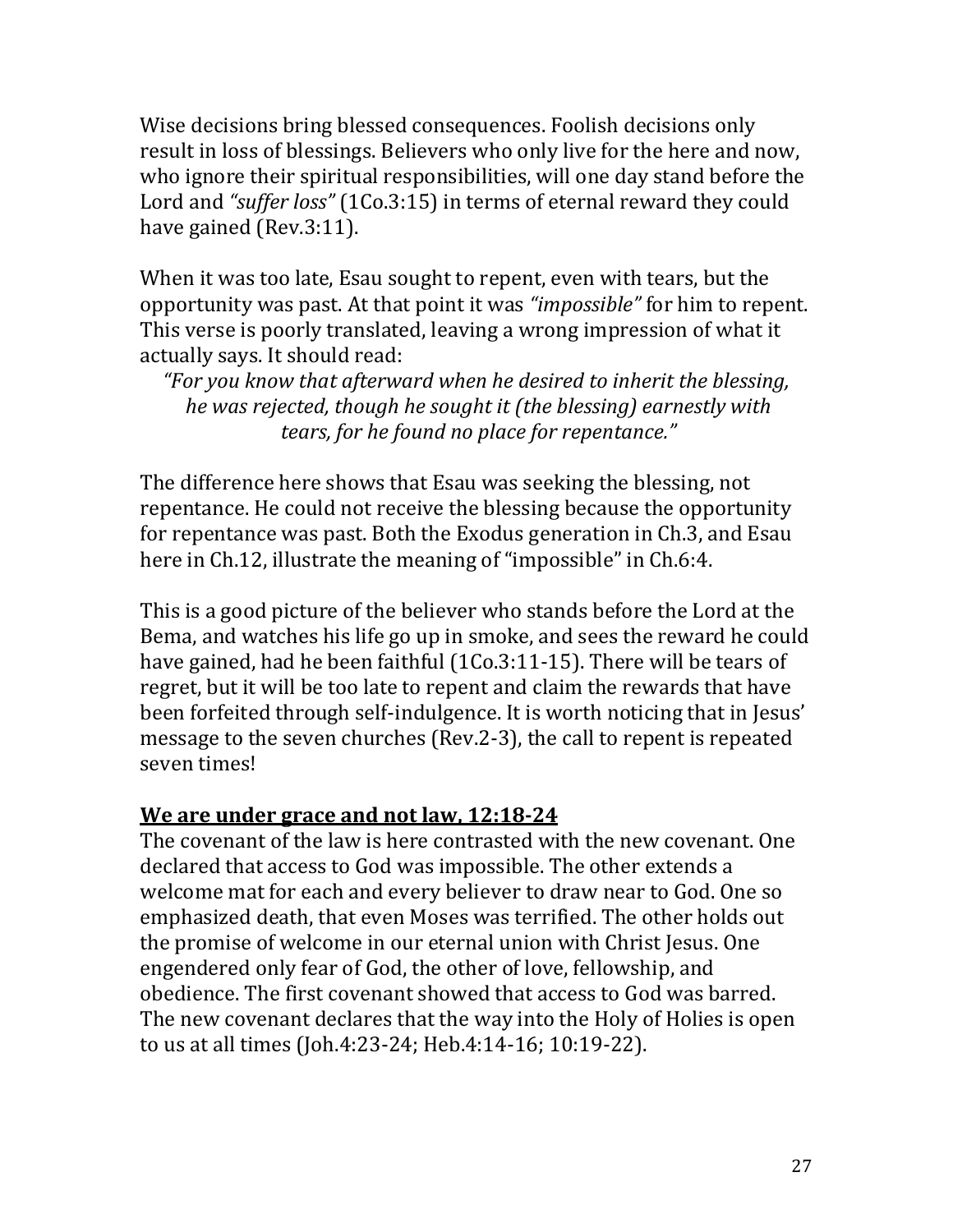Wise decisions bring blessed consequences. Foolish decisions only result in loss of blessings. Believers who only live for the here and now, who ignore their spiritual responsibilities, will one day stand before the Lord and *"suffer loss"* (1Co.3:15) in terms of eternal reward they could have gained (Rev.3:11).

When it was too late, Esau sought to repent, even with tears, but the opportunity was past. At that point it was *"impossible"* for him to repent. This verse is poorly translated, leaving a wrong impression of what it actually says. It should read:

> *"For you know that afterward when he desired to inherit the blessing, he was rejected, though he sought it (the blessing) earnestly with tears, for he found no place for repentance."*

The difference here shows that Esau was seeking the blessing, not repentance. He could not receive the blessing because the opportunity for repentance was past. Both the Exodus generation in Ch.3, and Esau here in Ch.12, illustrate the meaning of "impossible" in Ch.6:4.

This is a good picture of the believer who stands before the Lord at the Bema, and watches his life go up in smoke, and sees the reward he could have gained, had he been faithful (1Co.3:11-15). There will be tears of regret, but it will be too late to repent and claim the rewards that have been forfeited through self-indulgence. It is worth noticing that in Jesus' message to the seven churches (Rev.2-3), the call to repent is repeated seven times!

**<u>We are under grace and not law, 12:18-24</u>**

The covenant of the law is here contrasted with the new covenant. One declared that access to God was impossible. The other extends a welcome mat for each and every believer to draw near to God. One so emphasized death, that even Moses was terrified. The other holds out the promise of welcome in our eternal union with Christ Jesus. One engendered only fear of God, the other of love, fellowship, and obedience. The first covenant showed that access to God was barred. The new covenant declares that the way into the Holy of Holies is open to us at all times (Joh.4:23-24; Heb.4:14-16; 10:19-22).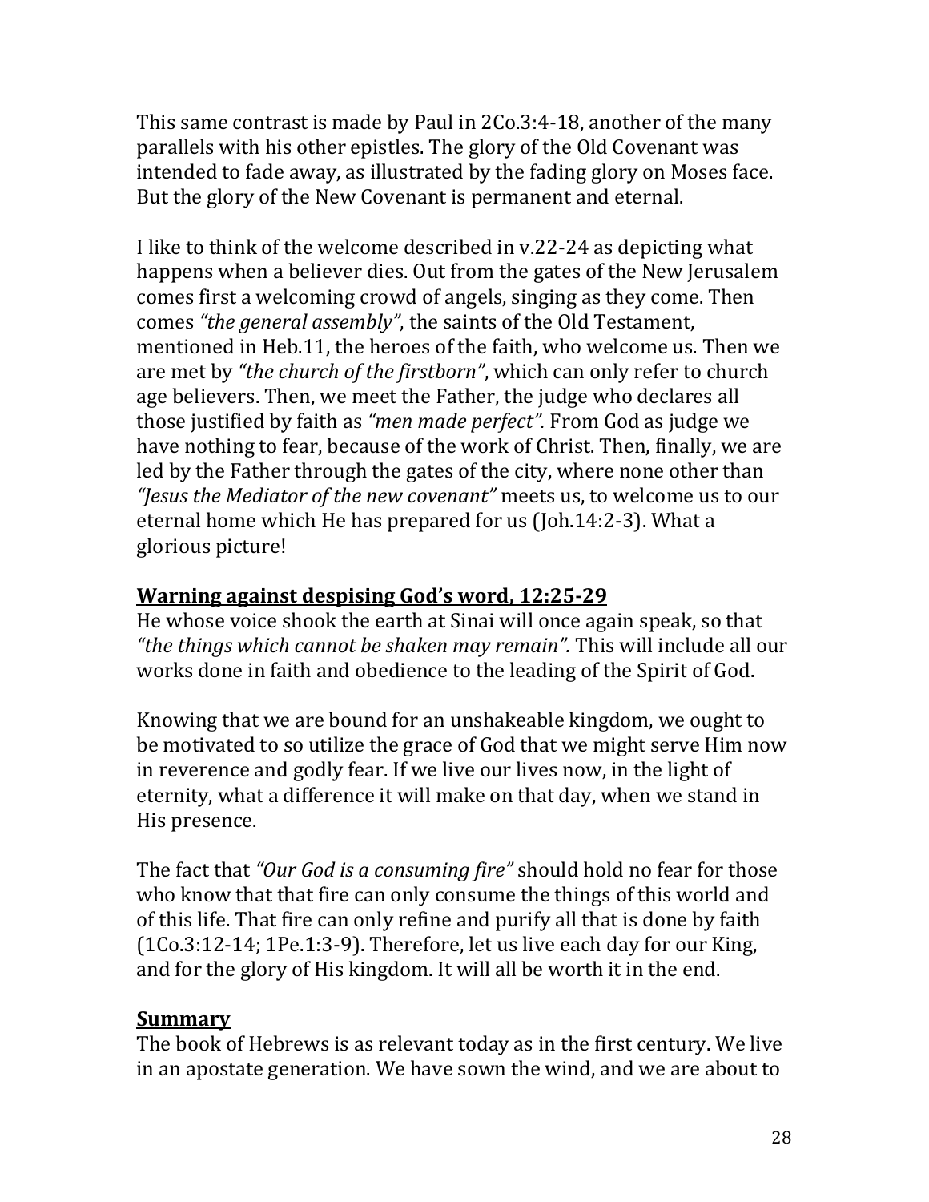This same contrast is made by Paul in 2Co.3:4-18, another of the many parallels with his other epistles. The glory of the Old Covenant was intended to fade away, as illustrated by the fading glory on Moses face. But the glory of the New Covenant is permanent and eternal.

I like to think of the welcome described in v.22-24 as depicting what happens when a believer dies. Out from the gates of the New Jerusalem comes first a welcoming crowd of angels, singing as they come. Then comes *"the general assembly"*, the saints of the Old Testament, mentioned in Heb.11, the heroes of the faith, who welcome us. Then we are met by *"the church of the firstborn"*, which can only refer to church age believers. Then, we meet the Father, the judge who declares all those justified by faith as *"men made perfect".* From God as judge we have nothing to fear, because of the work of Christ. Then, finally, we are led by the Father through the gates of the city, where none other than *"Jesus the Mediator of the new covenant"* meets us, to welcome us to our eternal home which He has prepared for us (Joh.14:2-3). What a glorious picture!

**<u>Warning against despising God's word, 12:25-29</u>**

He whose voice shook the earth at Sinai will once again speak, so that *"the things which cannot be shaken may remain".* This will include all our works done in faith and obedience to the leading of the Spirit of God.

Knowing that we are bound for an unshakeable kingdom, we ought to be motivated to so utilize the grace of God that we might serve Him now in reverence and godly fear. If we live our lives now, in the light of eternity, what a difference it will make on that day, when we stand in His presence.

The fact that *"Our God is a consuming fire"* should hold no fear for those who know that that fire can only consume the things of this world and of this life. That fire can only refine and purify all that is done by faith (1Co.3:12-14; 1Pe.1:3-9). Therefore, let us live each day for our King, and for the glory of His kingdom. It will all be worth it in the end.

**<u>Summary</u>**

The book of Hebrews is as relevant today as in the first century. We live in an apostate generation. We have sown the wind, and we are about to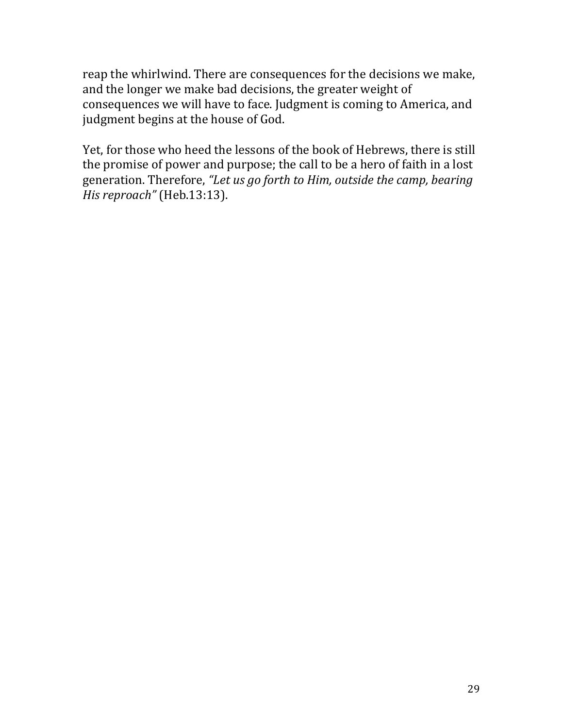reap the whirlwind. There are consequences for the decisions we make, and the longer we make bad decisions, the greater weight of consequences we will have to face. Judgment is coming to America, and judgment begins at the house of God.

Yet, for those who heed the lessons of the book of Hebrews, there is still the promise of power and purpose; the call to be a hero of faith in a lost generation. Therefore, *"Let us go forth to Him, outside the camp, bearing His reproach"* (Heb.13:13).